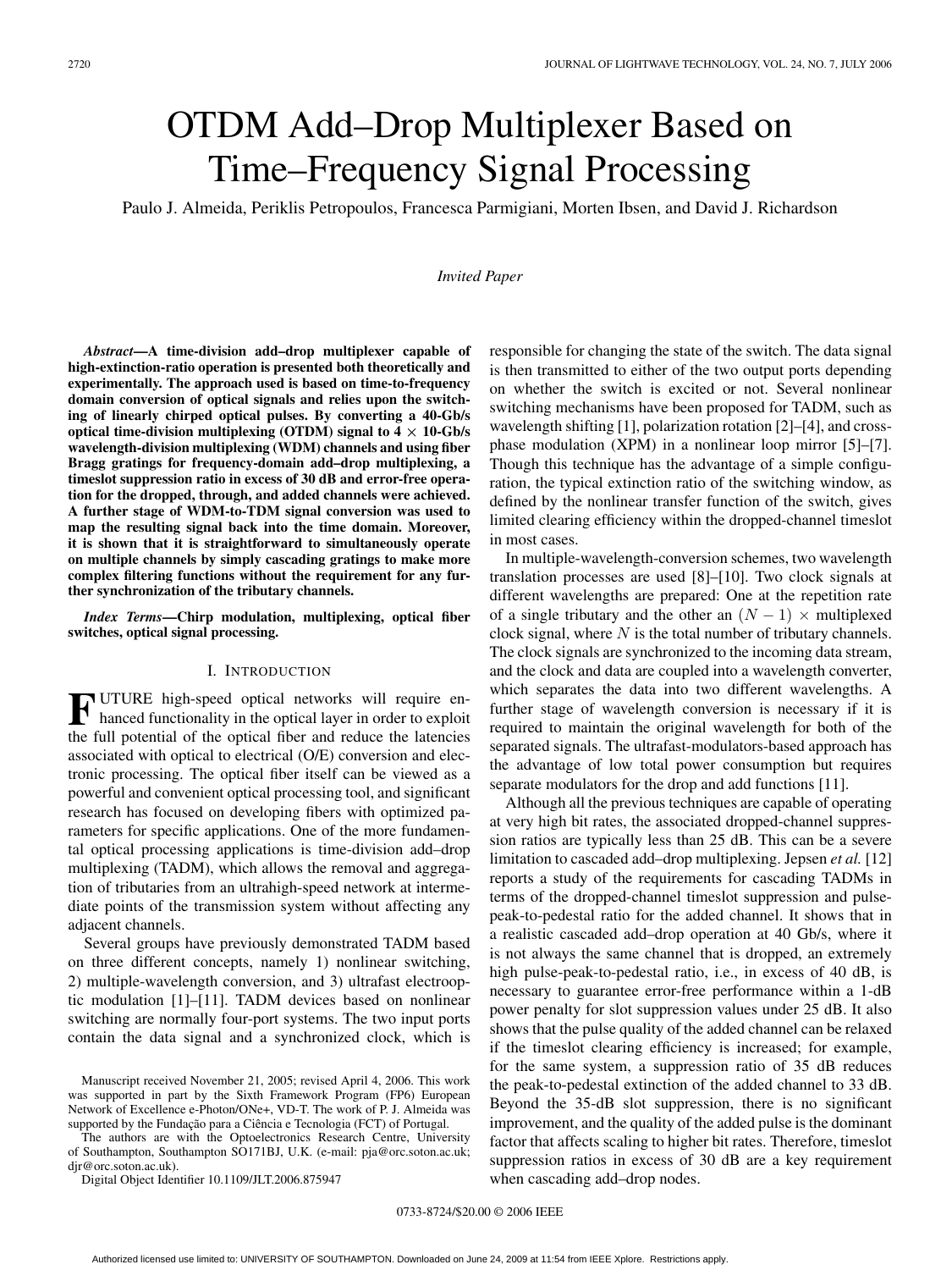// OTDM Add–Drop Multiplexer Based on Time–Frequency Signal Processing

Paulo J. Almeida, Periklis Petropoulos, Francesca Parmigiani, Morten Ibsen, and David J. Richardson

*Invited Paper*

***Abstract*—A time-division add–drop multiplexer capable of high-extinction-ratio operation is presented both theoretically and experimentally. The approach used is based on time-to-frequency domain conversion of optical signals and relies upon the switching of linearly chirped optical pulses. By converting a 40-Gb/s optical time-division multiplexing (OTDM) signal to 4 × 10-Gb/s wavelength-division multiplexing (WDM) channels and using fiber Bragg gratings for frequency-domain add–drop multiplexing, a timeslot suppression ratio in excess of 30 dB and error-free operation for the dropped, through, and added channels were achieved. A further stage of WDM-to-TDM signal conversion was used to map the resulting signal back into the time domain. Moreover, it is shown that it is straightforward to simultaneously operate on multiple channels by simply cascading gratings to make more complex filtering functions without the requirement for any further synchronization of the tributary channels.**

***Index Terms*—Chirp modulation, multiplexing, optical fiber switches, optical signal processing.**

## I. Introduction

Future high-speed optical networks will require enhanced functionality in the optical layer in order to exploit the full potential of the optical fiber and reduce the latencies associated with optical to electrical (O/E) conversion and electronic processing. The optical fiber itself can be viewed as a powerful and convenient optical processing tool, and significant research has focused on developing fibers with optimized parameters for specific applications. One of the more fundamental optical processing applications is time-division add–drop multiplexing (TADM), which allows the removal and aggregation of tributaries from an ultrahigh-speed network at intermediate points of the transmission system without affecting any adjacent channels.

Several groups have previously demonstrated TADM based on three different concepts, namely 1) nonlinear switching, 2) multiple-wavelength conversion, and 3) ultrafast electrooptic modulation [1]–[11]. TADM devices based on nonlinear switching are normally four-port systems. The two input ports contain the data signal and a synchronized clock, which is responsible for changing the state of the switch. The data signal is then transmitted to either of the two output ports depending on whether the switch is excited or not. Several nonlinear switching mechanisms have been proposed for TADM, such as wavelength shifting [1], polarization rotation [2]–[4], and cross-phase modulation (XPM) in a nonlinear loop mirror [5]–[7]. Though this technique has the advantage of a simple configuration, the typical extinction ratio of the switching window, as defined by the nonlinear transfer function of the switch, gives limited clearing efficiency within the dropped-channel timeslot in most cases.

In multiple-wavelength-conversion schemes, two wavelength translation processes are used [8]–[10]. Two clock signals at different wavelengths are prepared: One at the repetition rate of a single tributary and the other an $(N-1)\times$ multiplexed clock signal, where $N$ is the total number of tributary channels. The clock signals are synchronized to the incoming data stream, and the clock and data are coupled into a wavelength converter, which separates the data into two different wavelengths. A further stage of wavelength conversion is necessary if it is required to maintain the original wavelength for both of the separated signals. The ultrafast-modulators-based approach has the advantage of low total power consumption but requires separate modulators for the drop and add functions [11].

Although all the previous techniques are capable of operating at very high bit rates, the associated dropped-channel suppression ratios are typically less than 25 dB. This can be a severe limitation to cascaded add–drop multiplexing. Jepsen *et al.* [12] reports a study of the requirements for cascading TADMs in terms of the dropped-channel timeslot suppression and pulse-peak-to-pedestal ratio for the added channel. It shows that in a realistic cascaded add–drop operation at 40 Gb/s, where it is not always the same channel that is dropped, an extremely high pulse-peak-to-pedestal ratio, i.e., in excess of 40 dB, is necessary to guarantee error-free performance within a 1-dB power penalty for slot suppression values under 25 dB. It also shows that the pulse quality of the added channel can be relaxed if the timeslot clearing efficiency is increased; for example, for the same system, a suppression ratio of 35 dB reduces the peak-to-pedestal extinction of the added channel to 33 dB. Beyond the 35-dB slot suppression, there is no significant improvement, and the quality of the added pulse is the dominant factor that affects scaling to higher bit rates. Therefore, timeslot suppression ratios in excess of 30 dB are a key requirement when cascading add–drop nodes.

Manuscript received November 21, 2005; revised April 4, 2006. This work was supported in part by the Sixth Framework Program (FP6) European Network of Excellence e-Photon/ONe+, VD-T. The work of P. J. Almeida was supported by the Fundação para a Ciência e Tecnologia (FCT) of Portugal.

The authors are with the Optoelectronics Research Centre, University of Southampton, Southampton SO171BJ, U.K. (e-mail: pja@orc.soton.ac.uk; djr@orc.soton.ac.uk).

Digital Object Identifier 10.1109/JLT.2006.875947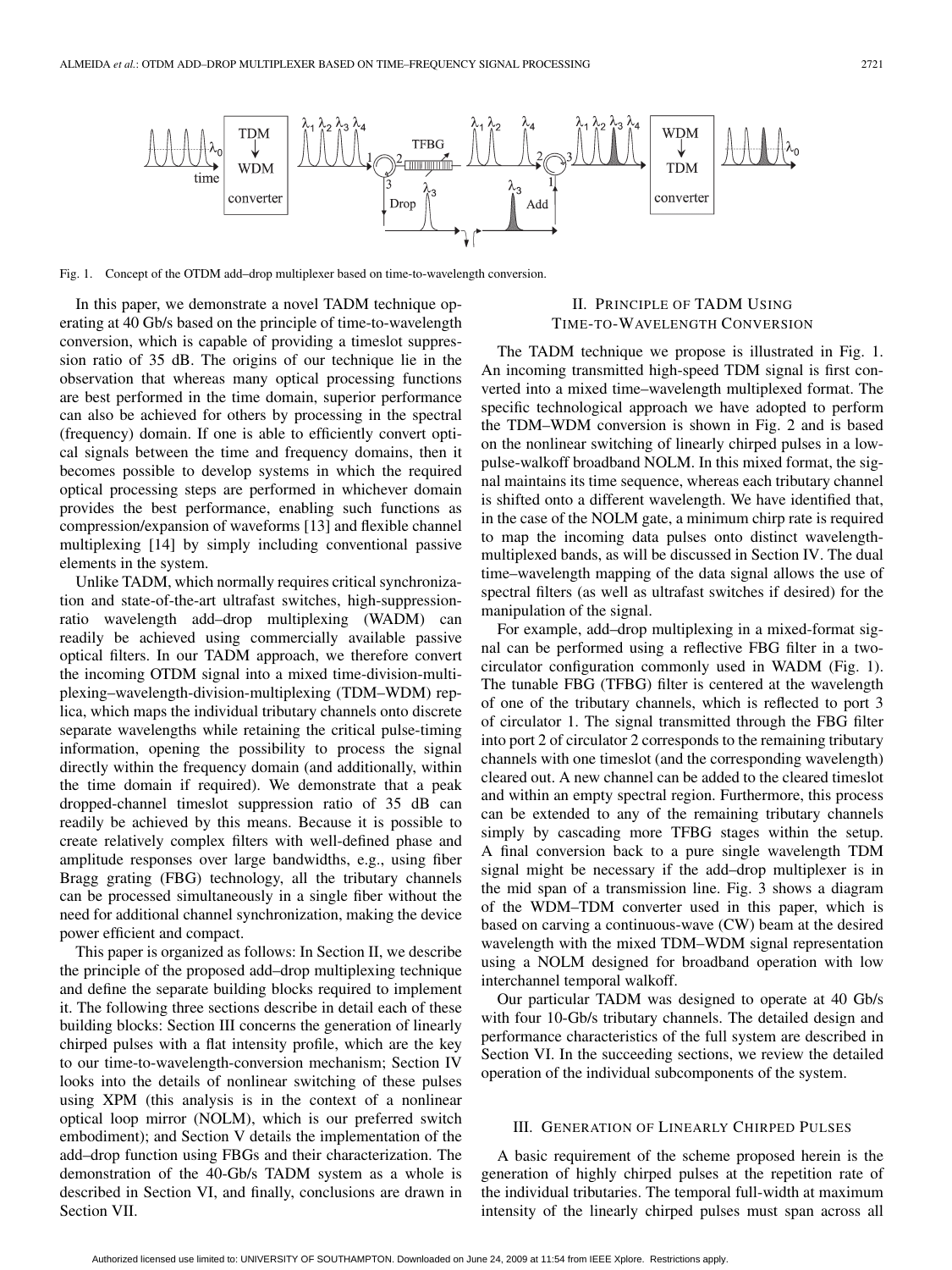Fig. 1. Concept of the OTDM add–drop multiplexer based on time-to-wavelength conversion.

In this paper, we demonstrate a novel TADM technique operating at 40 Gb/s based on the principle of time-to-wavelength conversion, which is capable of providing a timeslot suppression ratio of 35 dB. The origins of our technique lie in the observation that whereas many optical processing functions are best performed in the time domain, superior performance can also be achieved for others by processing in the spectral (frequency) domain. If one is able to efficiently convert optical signals between the time and frequency domains, then it becomes possible to develop systems in which the required optical processing steps are performed in whichever domain provides the best performance, enabling such functions as compression/expansion of waveforms [13] and flexible channel multiplexing [14] by simply including conventional passive elements in the system.

Unlike TADM, which normally requires critical synchronization and state-of-the-art ultrafast switches, high-suppression-ratio wavelength add–drop multiplexing (WADM) can readily be achieved using commercially available passive optical filters. In our TADM approach, we therefore convert the incoming OTDM signal into a mixed time-division-multiplexing–wavelength-division-multiplexing (TDM–WDM) replica, which maps the individual tributary channels onto discrete separate wavelengths while retaining the critical pulse-timing information, opening the possibility to process the signal directly within the frequency domain (and additionally, within the time domain if required). We demonstrate that a peak dropped-channel timeslot suppression ratio of 35 dB can readily be achieved by this means. Because it is possible to create relatively complex filters with well-defined phase and amplitude responses over large bandwidths, e.g., using fiber Bragg grating (FBG) technology, all the tributary channels can be processed simultaneously in a single fiber without the need for additional channel synchronization, making the device power efficient and compact.

This paper is organized as follows: In Section II, we describe the principle of the proposed add–drop multiplexing technique and define the separate building blocks required to implement it. The following three sections describe in detail each of these building blocks: Section III concerns the generation of linearly chirped pulses with a flat intensity profile, which are the key to our time-to-wavelength-conversion mechanism; Section IV looks into the details of nonlinear switching of these pulses using XPM (this analysis is in the context of a nonlinear optical loop mirror (NOLM), which is our preferred switch embodiment); and Section V details the implementation of the add–drop function using FBGs and their characterization. The demonstration of the 40-Gb/s TADM system as a whole is described in Section VI, and finally, conclusions are drawn in Section VII.

## II. Principle of TADM Using Time-to-Wavelength Conversion

The TADM technique we propose is illustrated in Fig. 1. An incoming transmitted high-speed TDM signal is first converted into a mixed time–wavelength multiplexed format. The specific technological approach we have adopted to perform the TDM–WDM conversion is shown in Fig. 2 and is based on the nonlinear switching of linearly chirped pulses in a low-pulse-walkoff broadband NOLM. In this mixed format, the signal maintains its time sequence, whereas each tributary channel is shifted onto a different wavelength. We have identified that, in the case of the NOLM gate, a minimum chirp rate is required to map the incoming data pulses onto distinct wavelength-multiplexed bands, as will be discussed in Section IV. The dual time–wavelength mapping of the data signal allows the use of spectral filters (as well as ultrafast switches if desired) for the manipulation of the signal.

For example, add–drop multiplexing in a mixed-format signal can be performed using a reflective FBG filter in a two-circulator configuration commonly used in WADM (Fig. 1). The tunable FBG (TFBG) filter is centered at the wavelength of one of the tributary channels, which is reflected to port 3 of circulator 1. The signal transmitted through the FBG filter into port 2 of circulator 2 corresponds to the remaining tributary channels with one timeslot (and the corresponding wavelength) cleared out. A new channel can be added to the cleared timeslot and within an empty spectral region. Furthermore, this process can be extended to any of the remaining tributary channels simply by cascading more TFBG stages within the setup. A final conversion back to a pure single wavelength TDM signal might be necessary if the add–drop multiplexer is in the mid span of a transmission line. Fig. 3 shows a diagram of the WDM–TDM converter used in this paper, which is based on carving a continuous-wave (CW) beam at the desired wavelength with the mixed TDM–WDM signal representation using a NOLM designed for broadband operation with low interchannel temporal walkoff.

Our particular TADM was designed to operate at 40 Gb/s with four 10-Gb/s tributary channels. The detailed design and performance characteristics of the full system are described in Section VI. In the succeeding sections, we review the detailed operation of the individual subcomponents of the system.

## III. Generation of Linearly Chirped Pulses

A basic requirement of the scheme proposed herein is the generation of highly chirped pulses at the repetition rate of the individual tributaries. The temporal full-width at maximum intensity of the linearly chirped pulses must span across all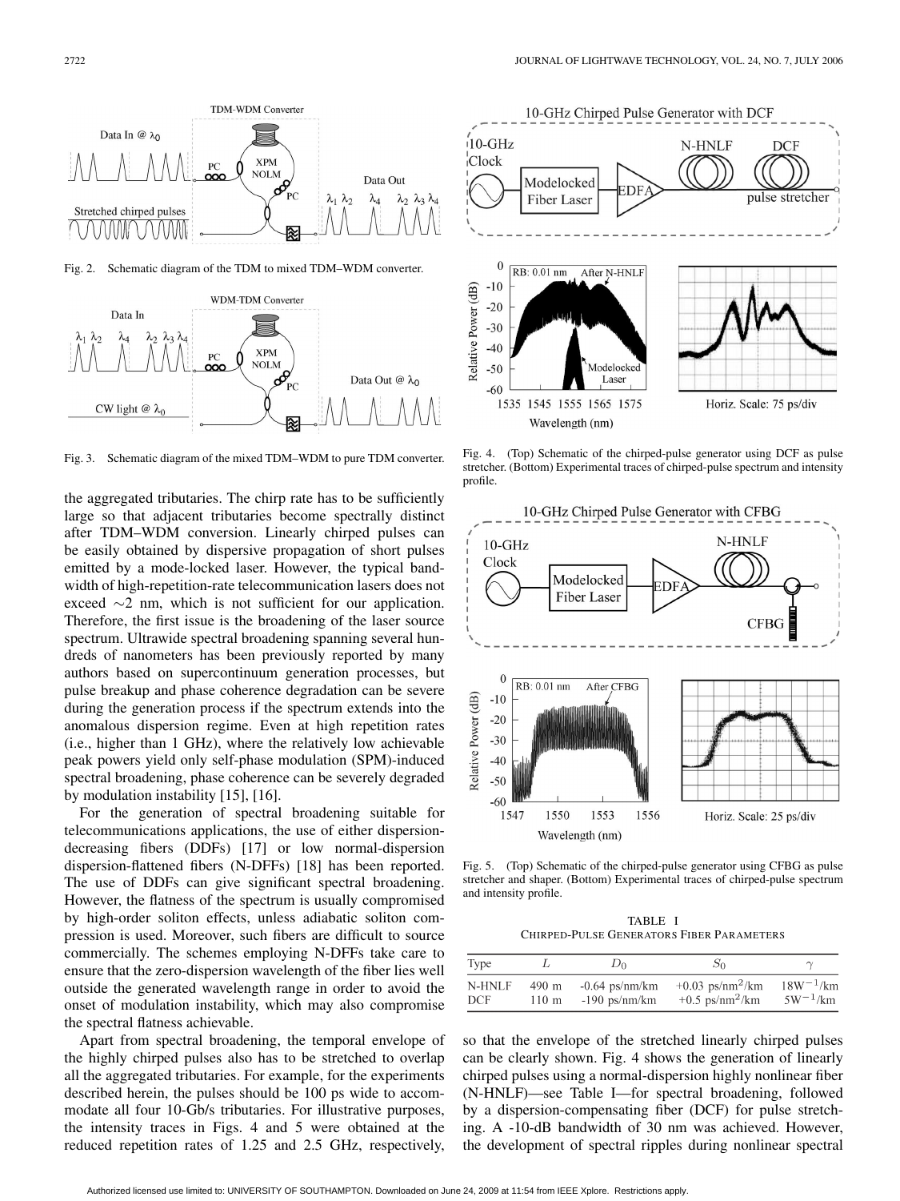Fig. 2. Schematic diagram of the TDM to mixed TDM–WDM converter.

Fig. 3. Schematic diagram of the mixed TDM–WDM to pure TDM converter.

the aggregated tributaries. The chirp rate has to be sufficiently large so that adjacent tributaries become spectrally distinct after TDM–WDM conversion. Linearly chirped pulses can be easily obtained by dispersive propagation of short pulses emitted by a mode-locked laser. However, the typical bandwidth of high-repetition-rate telecommunication lasers does not exceed $\sim$2 nm, which is not sufficient for our application. Therefore, the first issue is the broadening of the laser source spectrum. Ultrawide spectral broadening spanning several hundreds of nanometers has been previously reported by many authors based on supercontinuum generation processes, but pulse breakup and phase coherence degradation can be severe during the generation process if the spectrum extends into the anomalous dispersion regime. Even at high repetition rates (i.e., higher than 1 GHz), where the relatively low achievable peak powers yield only self-phase modulation (SPM)-induced spectral broadening, phase coherence can be severely degraded by modulation instability [15], [16].

For the generation of spectral broadening suitable for telecommunications applications, the use of either dispersion-decreasing fibers (DDFs) [17] or low normal-dispersion dispersion-flattened fibers (N-DFFs) [18] has been reported. The use of DDFs can give significant spectral broadening. However, the flatness of the spectrum is usually compromised by high-order soliton effects, unless adiabatic soliton compression is used. Moreover, such fibers are difficult to source commercially. The schemes employing N-DFFs take care to ensure that the zero-dispersion wavelength of the fiber lies well outside the generated wavelength range in order to avoid the onset of modulation instability, which may also compromise the spectral flatness achievable.

Apart from spectral broadening, the temporal envelope of the highly chirped pulses also has to be stretched to overlap all the aggregated tributaries. For example, for the experiments described herein, the pulses should be 100 ps wide to accommodate all four 10-Gb/s tributaries. For illustrative purposes, the intensity traces in Figs. 4 and 5 were obtained at the reduced repetition rates of 1.25 and 2.5 GHz, respectively, so that the envelope of the stretched linearly chirped pulses can be clearly shown. Fig. 4 shows the generation of linearly chirped pulses using a normal-dispersion highly nonlinear fiber (N-HNLF)—see Table I—for spectral broadening, followed by a dispersion-compensating fiber (DCF) for pulse stretching. A -10-dB bandwidth of 30 nm was achieved. However, the development of spectral ripples during nonlinear spectral

Fig. 4. (Top) Schematic of the chirped-pulse generator using DCF as pulse stretcher. (Bottom) Experimental traces of chirped-pulse spectrum and intensity profile.

Fig. 5. (Top) Schematic of the chirped-pulse generator using CFBG as pulse stretcher and shaper. (Bottom) Experimental traces of chirped-pulse spectrum and intensity profile.

TABLE I
CHIRPED-PULSE GENERATORS FIBER PARAMETERS

| Type | $L$ | $D_0$ | $S_0$ | $\gamma$ |
|---|---|---|---|---|
| N-HNLF | 490 m | -0.64 ps/nm/km | +0.03 ps/nm$^2$/km | 18W$^{-1}$/km |
| DCF | 110 m | -190 ps/nm/km | +0.5 ps/nm$^2$/km | 5W$^{-1}$/km |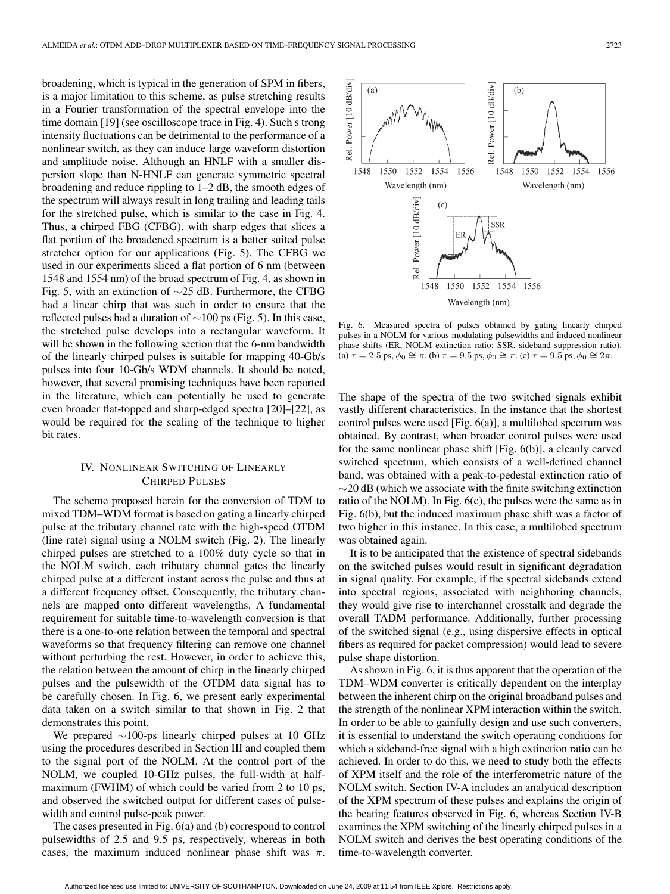broadening, which is typical in the generation of SPM in fibers, is a major limitation to this scheme, as pulse stretching results in a Fourier transformation of the spectral envelope into the time domain [19] (see oscilloscope trace in Fig. 4). Such s trong intensity fluctuations can be detrimental to the performance of a nonlinear switch, as they can induce large waveform distortion and amplitude noise. Although an HNLF with a smaller dispersion slope than N-HNLF can generate symmetric spectral broadening and reduce rippling to 1–2 dB, the smooth edges of the spectrum will always result in long trailing and leading tails for the stretched pulse, which is similar to the case in Fig. 4. Thus, a chirped FBG (CFBG), with sharp edges that slices a flat portion of the broadened spectrum is a better suited pulse stretcher option for our applications (Fig. 5). The CFBG we used in our experiments sliced a flat portion of 6 nm (between 1548 and 1554 nm) of the broad spectrum of Fig. 4, as shown in Fig. 5, with an extinction of ∼25 dB. Furthermore, the CFBG had a linear chirp that was such in order to ensure that the reflected pulses had a duration of ∼100 ps (Fig. 5). In this case, the stretched pulse develops into a rectangular waveform. It will be shown in the following section that the 6-nm bandwidth of the linearly chirped pulses is suitable for mapping 40-Gb/s pulses into four 10-Gb/s WDM channels. It should be noted, however, that several promising techniques have been reported in the literature, which can potentially be used to generate even broader flat-topped and sharp-edged spectra [20]–[22], as would be required for the scaling of the technique to higher bit rates.

## IV. Nonlinear Switching of Linearly Chirped Pulses

The scheme proposed herein for the conversion of TDM to mixed TDM–WDM format is based on gating a linearly chirped pulse at the tributary channel rate with the high-speed OTDM (line rate) signal using a NOLM switch (Fig. 2). The linearly chirped pulses are stretched to a 100% duty cycle so that in the NOLM switch, each tributary channel gates the linearly chirped pulse at a different instant across the pulse and thus at a different frequency offset. Consequently, the tributary channels are mapped onto different wavelengths. A fundamental requirement for suitable time-to-wavelength conversion is that there is a one-to-one relation between the temporal and spectral waveforms so that frequency filtering can remove one channel without perturbing the rest. However, in order to achieve this, the relation between the amount of chirp in the linearly chirped pulses and the pulsewidth of the OTDM data signal has to be carefully chosen. In Fig. 6, we present early experimental data taken on a switch similar to that shown in Fig. 2 that demonstrates this point.

We prepared ∼100-ps linearly chirped pulses at 10 GHz using the procedures described in Section III and coupled them to the signal port of the NOLM. At the control port of the NOLM, we coupled 10-GHz pulses, the full-width at half-maximum (FWHM) of which could be varied from 2 to 10 ps, and observed the switched output for different cases of pulsewidth and control pulse-peak power.

The cases presented in Fig. 6(a) and (b) correspond to control pulsewidths of 2.5 and 9.5 ps, respectively, whereas in both cases, the maximum induced nonlinear phase shift was $\pi$.

Fig. 6. Measured spectra of pulses obtained by gating linearly chirped pulses in a NOLM for various modulating pulsewidths and induced nonlinear phase shifts (ER, NOLM extinction ratio; SSR, sideband suppression ratio). (a) $\tau = 2.5$ ps, $\phi_0 \cong \pi$. (b) $\tau = 9.5$ ps, $\phi_0 \cong \pi$. (c) $\tau = 9.5$ ps, $\phi_0 \cong 2\pi$.

The shape of the spectra of the two switched signals exhibit vastly different characteristics. In the instance that the shortest control pulses were used [Fig. 6(a)], a multilobed spectrum was obtained. By contrast, when broader control pulses were used for the same nonlinear phase shift [Fig. 6(b)], a cleanly carved switched spectrum, which consists of a well-defined channel band, was obtained with a peak-to-pedestal extinction ratio of ∼20 dB (which we associate with the finite switching extinction ratio of the NOLM). In Fig. 6(c), the pulses were the same as in Fig. 6(b), but the induced maximum phase shift was a factor of two higher in this instance. In this case, a multilobed spectrum was obtained again.

It is to be anticipated that the existence of spectral sidebands on the switched pulses would result in significant degradation in signal quality. For example, if the spectral sidebands extend into spectral regions, associated with neighboring channels, they would give rise to interchannel crosstalk and degrade the overall TADM performance. Additionally, further processing of the switched signal (e.g., using dispersive effects in optical fibers as required for packet compression) would lead to severe pulse shape distortion.

As shown in Fig. 6, it is thus apparent that the operation of the TDM–WDM converter is critically dependent on the interplay between the inherent chirp on the original broadband pulses and the strength of the nonlinear XPM interaction within the switch. In order to be able to gainfully design and use such converters, it is essential to understand the switch operating conditions for which a sideband-free signal with a high extinction ratio can be achieved. In order to do this, we need to study both the effects of XPM itself and the role of the interferometric nature of the NOLM switch. Section IV-A includes an analytical description of the XPM spectrum of these pulses and explains the origin of the beating features observed in Fig. 6, whereas Section IV-B examines the XPM switching of the linearly chirped pulses in a NOLM switch and derives the best operating conditions of the time-to-wavelength converter.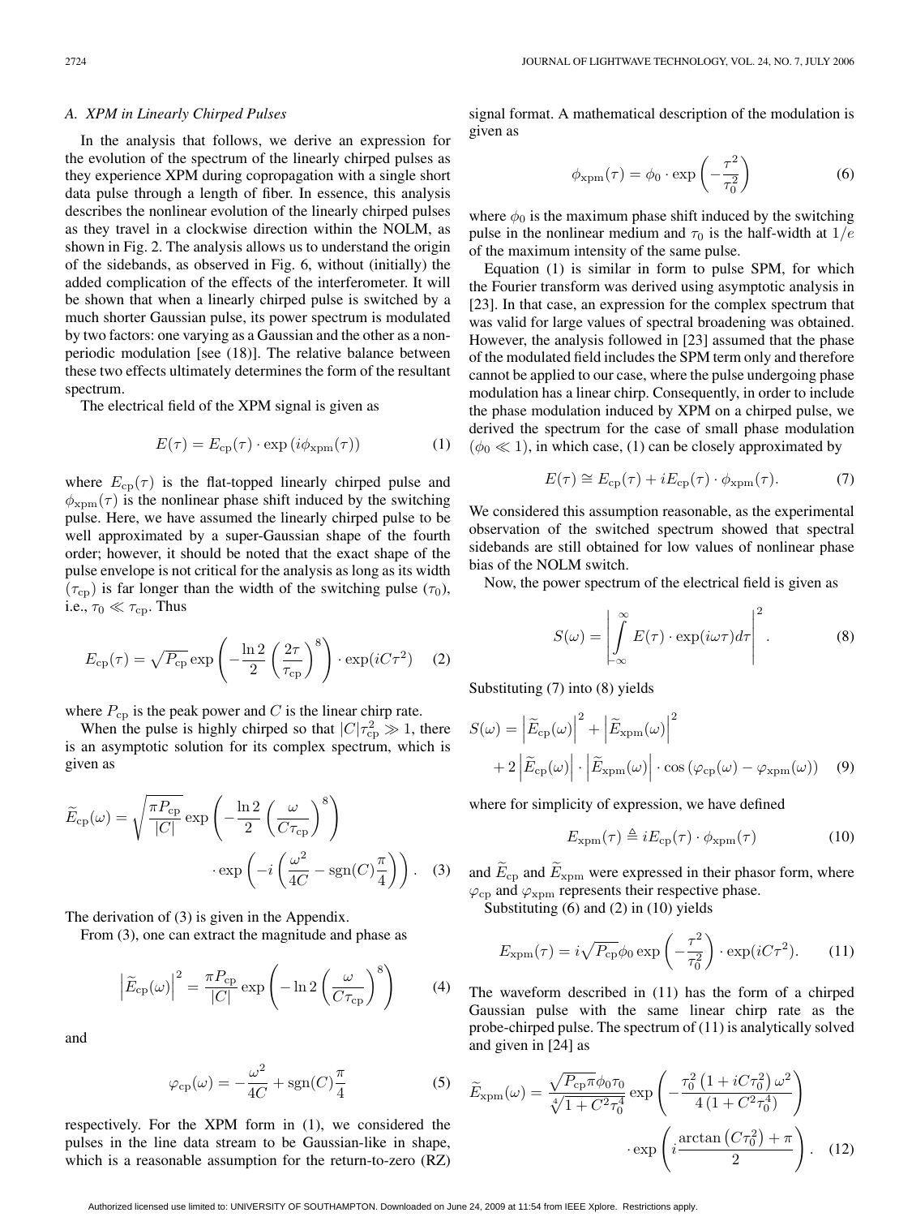### A. XPM in Linearly Chirped Pulses

In the analysis that follows, we derive an expression for the evolution of the spectrum of the linearly chirped pulses as they experience XPM during copropagation with a single short data pulse through a length of fiber. In essence, this analysis describes the nonlinear evolution of the linearly chirped pulses as they travel in a clockwise direction within the NOLM, as shown in Fig. 2. The analysis allows us to understand the origin of the sidebands, as observed in Fig. 6, without (initially) the added complication of the effects of the interferometer. It will be shown that when a linearly chirped pulse is switched by a much shorter Gaussian pulse, its power spectrum is modulated by two factors: one varying as a Gaussian and the other as a nonperiodic modulation [see (18)]. The relative balance between these two effects ultimately determines the form of the resultant spectrum.

The electrical field of the XPM signal is given as

$$E(\tau) = E_{\mathrm{cp}}(\tau) \cdot \exp\left(i\phi_{\mathrm{xpm}}(\tau)\right) \tag{1}$$

where $E_{\mathrm{cp}}(\tau)$ is the flat-topped linearly chirped pulse and $\phi_{\mathrm{xpm}}(\tau)$ is the nonlinear phase shift induced by the switching pulse. Here, we have assumed the linearly chirped pulse to be well approximated by a super-Gaussian shape of the fourth order; however, it should be noted that the exact shape of the pulse envelope is not critical for the analysis as long as its width ($\tau_{\mathrm{cp}}$) is far longer than the width of the switching pulse ($\tau_0$), i.e., $\tau_0 \ll \tau_{\mathrm{cp}}$. Thus

$$E_{\mathrm{cp}}(\tau) = \sqrt{P_{\mathrm{cp}}} \exp\left(-\frac{\ln 2}{2}\left(\frac{2\tau}{\tau_{\mathrm{cp}}}\right)^8\right) \cdot \exp(iC\tau^2) \tag{2}$$

where $P_{\mathrm{cp}}$ is the peak power and $C$ is the linear chirp rate.

When the pulse is highly chirped so that $|C|\tau_{\mathrm{cp}}^2 \gg 1$, there is an asymptotic solution for its complex spectrum, which is given as

$$\widetilde{E}_{\mathrm{cp}}(\omega) = \sqrt{\frac{\pi P_{\mathrm{cp}}}{|C|}} \exp\left(-\frac{\ln 2}{2}\left(\frac{\omega}{C\tau_{\mathrm{cp}}}\right)^8\right) \cdot \exp\left(-i\left(\frac{\omega^2}{4C} - \mathrm{sgn}(C)\frac{\pi}{4}\right)\right). \tag{3}$$

The derivation of (3) is given in the Appendix.

From (3), one can extract the magnitude and phase as

$$\left|\widetilde{E}_{\mathrm{cp}}(\omega)\right|^2 = \frac{\pi P_{\mathrm{cp}}}{|C|} \exp\left(-\ln 2\left(\frac{\omega}{C\tau_{\mathrm{cp}}}\right)^8\right) \tag{4}$$

and

$$\varphi_{\mathrm{cp}}(\omega) = -\frac{\omega^2}{4C} + \mathrm{sgn}(C)\frac{\pi}{4} \tag{5}$$

respectively. For the XPM form in (1), we considered the pulses in the line data stream to be Gaussian-like in shape, which is a reasonable assumption for the return-to-zero (RZ) signal format. A mathematical description of the modulation is given as

$$\phi_{\mathrm{xpm}}(\tau) = \phi_0 \cdot \exp\left(-\frac{\tau^2}{\tau_0^2}\right) \tag{6}$$

where $\phi_0$ is the maximum phase shift induced by the switching pulse in the nonlinear medium and $\tau_0$ is the half-width at $1/e$ of the maximum intensity of the same pulse.

Equation (1) is similar in form to pulse SPM, for which the Fourier transform was derived using asymptotic analysis in [23]. In that case, an expression for the complex spectrum that was valid for large values of spectral broadening was obtained. However, the analysis followed in [23] assumed that the phase of the modulated field includes the SPM term only and therefore cannot be applied to our case, where the pulse undergoing phase modulation has a linear chirp. Consequently, in order to include the phase modulation induced by XPM on a chirped pulse, we derived the spectrum for the case of small phase modulation ($\phi_0 \ll 1$), in which case, (1) can be closely approximated by

$$E(\tau) \cong E_{\mathrm{cp}}(\tau) + iE_{\mathrm{cp}}(\tau) \cdot \phi_{\mathrm{xpm}}(\tau). \tag{7}$$

We considered this assumption reasonable, as the experimental observation of the switched spectrum showed that spectral sidebands are still obtained for low values of nonlinear phase bias of the NOLM switch.

Now, the power spectrum of the electrical field is given as

$$S(\omega) = \left|\int_{-\infty}^{\infty} E(\tau) \cdot \exp(i\omega\tau)d\tau\right|^2. \tag{8}$$

Substituting (7) into (8) yields

$$S(\omega) = \left|\widetilde{E}_{\mathrm{cp}}(\omega)\right|^2 + \left|\widetilde{E}_{\mathrm{xpm}}(\omega)\right|^2 + 2\left|\widetilde{E}_{\mathrm{cp}}(\omega)\right| \cdot \left|\widetilde{E}_{\mathrm{xpm}}(\omega)\right| \cdot \cos\left(\varphi_{\mathrm{cp}}(\omega) - \varphi_{\mathrm{xpm}}(\omega)\right) \tag{9}$$

where for simplicity of expression, we have defined

$$E_{\mathrm{xpm}}(\tau) \triangleq iE_{\mathrm{cp}}(\tau) \cdot \phi_{\mathrm{xpm}}(\tau) \tag{10}$$

and $\widetilde{E}_{\mathrm{cp}}$ and $\widetilde{E}_{\mathrm{xpm}}$ were expressed in their phasor form, where $\varphi_{\mathrm{cp}}$ and $\varphi_{\mathrm{xpm}}$ represents their respective phase.

Substituting (6) and (2) in (10) yields

$$E_{\mathrm{xpm}}(\tau) = i\sqrt{P_{\mathrm{cp}}}\phi_0 \exp\left(-\frac{\tau^2}{\tau_0^2}\right) \cdot \exp(iC\tau^2). \tag{11}$$

The waveform described in (11) has the form of a chirped Gaussian pulse with the same linear chirp rate as the probe-chirped pulse. The spectrum of (11) is analytically solved and given in [24] as

$$\widetilde{E}_{\mathrm{xpm}}(\omega) = \frac{\sqrt{P_{\mathrm{cp}}\pi}\phi_0\tau_0}{\sqrt[4]{1 + C^2\tau_0^4}} \exp\left(-\frac{\tau_0^2\left(1 + iC\tau_0^2\right)\omega^2}{4\left(1 + C^2\tau_0^4\right)}\right) \cdot \exp\left(i\frac{\arctan\left(C\tau_0^2\right) + \pi}{2}\right). \tag{12}$$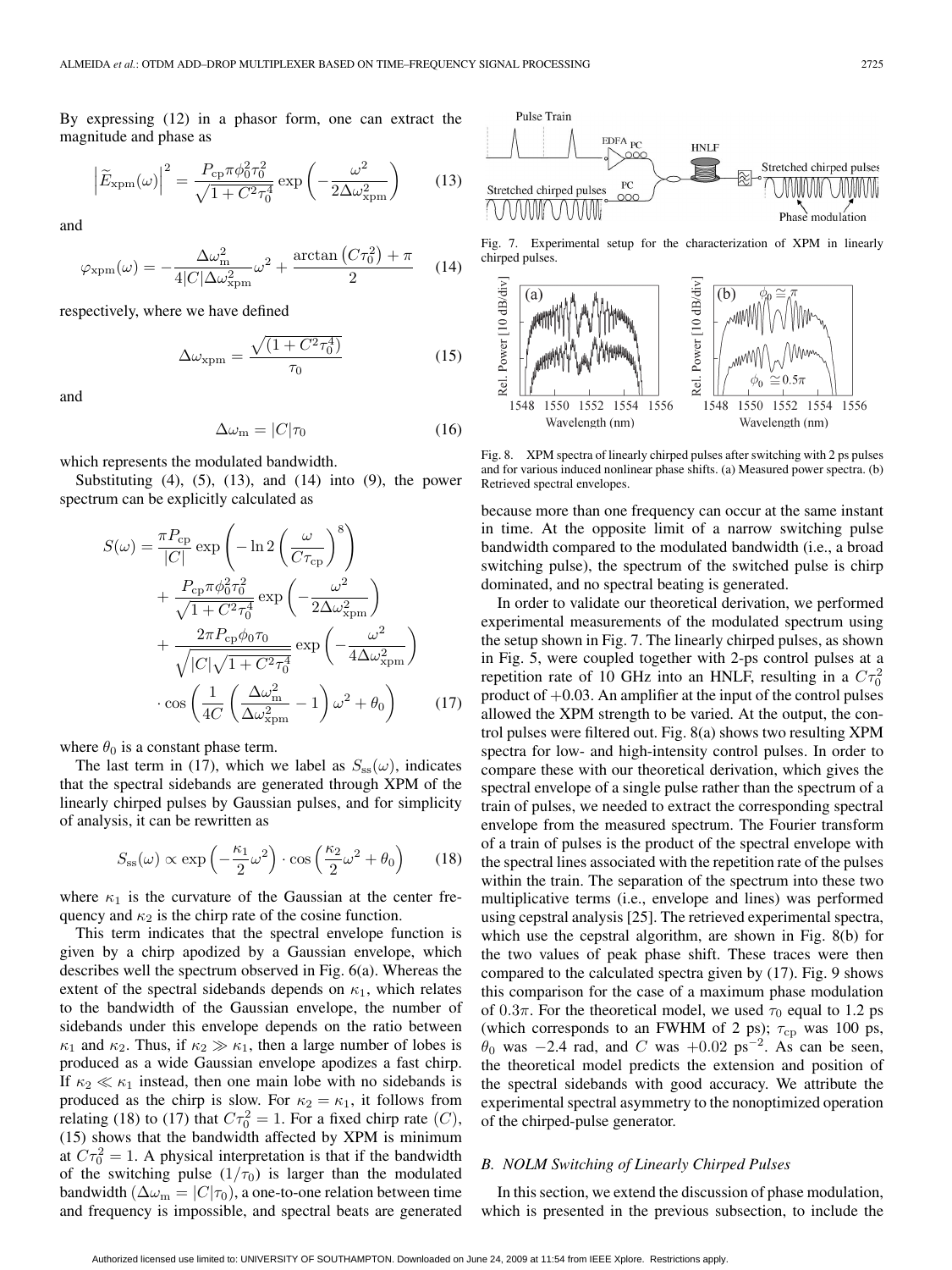By expressing (12) in a phasor form, one can extract the magnitude and phase as

$$\left|\widetilde{E}_{\mathrm{xpm}}(\omega)\right|^2 = \frac{P_{\mathrm{cp}}\pi\phi_0^2\tau_0^2}{\sqrt{1+C^2\tau_0^4}}\exp\left(-\frac{\omega^2}{2\Delta\omega_{\mathrm{xpm}}^2}\right) \tag{13}$$

and

$$\varphi_{\mathrm{xpm}}(\omega) = -\frac{\Delta\omega_{\mathrm{m}}^2}{4|C|\Delta\omega_{\mathrm{xpm}}^2}\omega^2 + \frac{\arctan\left(C\tau_0^2\right)+\pi}{2} \tag{14}$$

respectively, where we have defined

$$\Delta\omega_{\mathrm{xpm}} = \frac{\sqrt{(1+C^2\tau_0^4)}}{\tau_0} \tag{15}$$

and

$$\Delta\omega_{\mathrm{m}} = |C|\tau_0 \tag{16}$$

which represents the modulated bandwidth.

Substituting (4), (5), (13), and (14) into (9), the power spectrum can be explicitly calculated as

$$\begin{aligned} S(\omega) =& \frac{\pi P_{\mathrm{cp}}}{|C|}\exp\left(-\ln 2\left(\frac{\omega}{C\tau_{\mathrm{cp}}}\right)^8\right) \\ &+ \frac{P_{\mathrm{cp}}\pi\phi_0^2\tau_0^2}{\sqrt{1+C^2\tau_0^4}}\exp\left(-\frac{\omega^2}{2\Delta\omega_{\mathrm{xpm}}^2}\right) \\ &+ \frac{2\pi P_{\mathrm{cp}}\phi_0\tau_0}{\sqrt{|C|\sqrt{1+C^2\tau_0^4}}}\exp\left(-\frac{\omega^2}{4\Delta\omega_{\mathrm{xpm}}^2}\right) \\ &\cdot\cos\left(\frac{1}{4C}\left(\frac{\Delta\omega_{\mathrm{m}}^2}{\Delta\omega_{\mathrm{xpm}}^2}-1\right)\omega^2+\theta_0\right) \end{aligned} \tag{17}$$

where $\theta_0$ is a constant phase term.

The last term in (17), which we label as $S_{\mathrm{ss}}(\omega)$, indicates that the spectral sidebands are generated through XPM of the linearly chirped pulses by Gaussian pulses, and for simplicity of analysis, it can be rewritten as

$$S_{\mathrm{ss}}(\omega) \propto \exp\left(-\frac{\kappa_1}{2}\omega^2\right)\cdot\cos\left(\frac{\kappa_2}{2}\omega^2+\theta_0\right) \tag{18}$$

where $\kappa_1$ is the curvature of the Gaussian at the center frequency and $\kappa_2$ is the chirp rate of the cosine function.

This term indicates that the spectral envelope function is given by a chirp apodized by a Gaussian envelope, which describes well the spectrum observed in Fig. 6(a). Whereas the extent of the spectral sidebands depends on $\kappa_1$, which relates to the bandwidth of the Gaussian envelope, the number of sidebands under this envelope depends on the ratio between $\kappa_1$ and $\kappa_2$. Thus, if $\kappa_2 \gg \kappa_1$, then a large number of lobes is produced as a wide Gaussian envelope apodizes a fast chirp. If $\kappa_2 \ll \kappa_1$ instead, then one main lobe with no sidebands is produced as the chirp is slow. For $\kappa_2 = \kappa_1$, it follows from relating (18) to (17) that $C\tau_0^2 = 1$. For a fixed chirp rate ($C$), (15) shows that the bandwidth affected by XPM is minimum at $C\tau_0^2 = 1$. A physical interpretation is that if the bandwidth of the switching pulse ($1/\tau_0$) is larger than the modulated bandwidth ($\Delta\omega_{\mathrm{m}} = |C|\tau_0$), a one-to-one relation between time and frequency is impossible, and spectral beats are generated because more than one frequency can occur at the same instant in time. At the opposite limit of a narrow switching pulse bandwidth compared to the modulated bandwidth (i.e., a broad switching pulse), the spectrum of the switched pulse is chirp dominated, and no spectral beating is generated.

In order to validate our theoretical derivation, we performed experimental measurements of the modulated spectrum using the setup shown in Fig. 7. The linearly chirped pulses, as shown in Fig. 5, were coupled together with 2-ps control pulses at a repetition rate of 10 GHz into an HNLF, resulting in a $C\tau_0^2$ product of $+0.03$. An amplifier at the input of the control pulses allowed the XPM strength to be varied. At the output, the control pulses were filtered out. Fig. 8(a) shows two resulting XPM spectra for low- and high-intensity control pulses. In order to compare these with our theoretical derivation, which gives the spectral envelope of a single pulse rather than the spectrum of a train of pulses, we needed to extract the corresponding spectral envelope from the measured spectrum. The Fourier transform of a train of pulses is the product of the spectral envelope with the spectral lines associated with the repetition rate of the pulses within the train. The separation of the spectrum into these two multiplicative terms (i.e., envelope and lines) was performed using cepstral analysis [25]. The retrieved experimental spectra, which use the cepstral algorithm, are shown in Fig. 8(b) for the two values of peak phase shift. These traces were then compared to the calculated spectra given by (17). Fig. 9 shows this comparison for the case of a maximum phase modulation of $0.3\pi$. For the theoretical model, we used $\tau_0$ equal to 1.2 ps (which corresponds to an FWHM of 2 ps); $\tau_{\mathrm{cp}}$ was 100 ps, $\theta_0$ was $-2.4$ rad, and $C$ was $+0.02$ ps$^{-2}$. As can be seen, the theoretical model predicts the extension and position of the spectral sidebands with good accuracy. We attribute the experimental spectral asymmetry to the nonoptimized operation of the chirped-pulse generator.

Fig. 7. Experimental setup for the characterization of XPM in linearly chirped pulses.

Fig. 8. XPM spectra of linearly chirped pulses after switching with 2 ps pulses and for various induced nonlinear phase shifts. (a) Measured power spectra. (b) Retrieved spectral envelopes.

### B. NOLM Switching of Linearly Chirped Pulses

In this section, we extend the discussion of phase modulation, which is presented in the previous subsection, to include the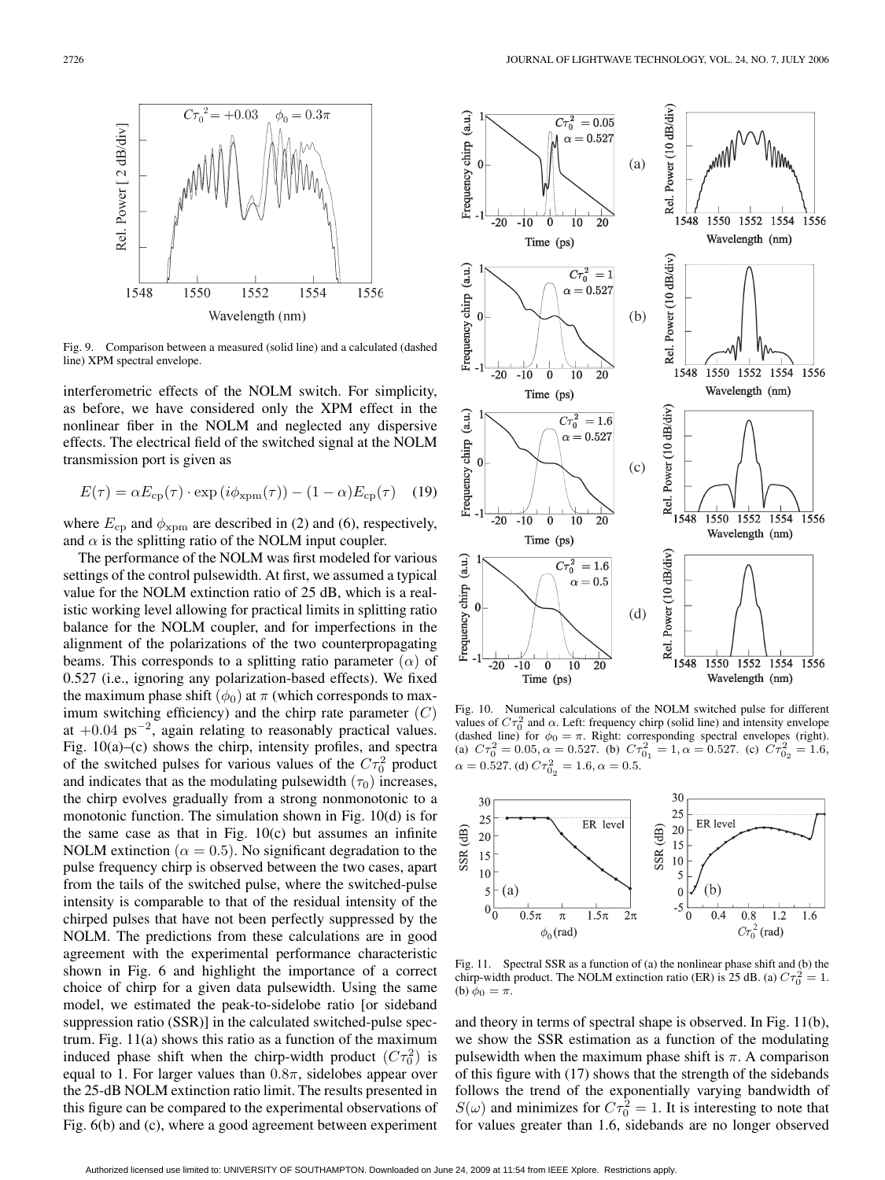Fig. 9. Comparison between a measured (solid line) and a calculated (dashed line) XPM spectral envelope.

interferometric effects of the NOLM switch. For simplicity, as before, we have considered only the XPM effect in the nonlinear fiber in the NOLM and neglected any dispersive effects. The electrical field of the switched signal at the NOLM transmission port is given as

$$E(\tau) = \alpha E_{\rm cp}(\tau) \cdot \exp\left(i\phi_{\rm xpm}(\tau)\right) - (1-\alpha)E_{\rm cp}(\tau) \quad (19)$$

where $E_{\rm cp}$ and $\phi_{\rm xpm}$ are described in (2) and (6), respectively, and $\alpha$ is the splitting ratio of the NOLM input coupler.

The performance of the NOLM was first modeled for various settings of the control pulsewidth. At first, we assumed a typical value for the NOLM extinction ratio of 25 dB, which is a realistic working level allowing for practical limits in splitting ratio balance for the NOLM coupler, and for imperfections in the alignment of the polarizations of the two counterpropagating beams. This corresponds to a splitting ratio parameter ($\alpha$) of 0.527 (i.e., ignoring any polarization-based effects). We fixed the maximum phase shift ($\phi_0$) at $\pi$ (which corresponds to maximum switching efficiency) and the chirp rate parameter ($C$) at $+0.04$ ps$^{-2}$, again relating to reasonably practical values. Fig. 10(a)–(c) shows the chirp, intensity profiles, and spectra of the switched pulses for various values of the $C\tau_0^2$ product and indicates that as the modulating pulsewidth ($\tau_0$) increases, the chirp evolves gradually from a strong nonmonotonic to a monotonic function. The simulation shown in Fig. 10(d) is for the same case as that in Fig. 10(c) but assumes an infinite NOLM extinction ($\alpha = 0.5$). No significant degradation to the pulse frequency chirp is observed between the two cases, apart from the tails of the switched pulse, where the switched-pulse intensity is comparable to that of the residual intensity of the chirped pulses that have not been perfectly suppressed by the NOLM. The predictions from these calculations are in good agreement with the experimental performance characteristic shown in Fig. 6 and highlight the importance of a correct choice of chirp for a given data pulsewidth. Using the same model, we estimated the peak-to-sidelobe ratio [or sideband suppression ratio (SSR)] in the calculated switched-pulse spectrum. Fig. 11(a) shows this ratio as a function of the maximum induced phase shift when the chirp-width product ($C\tau_0^2$) is equal to 1. For larger values than $0.8\pi$, sidelobes appear over the 25-dB NOLM extinction ratio limit. The results presented in this figure can be compared to the experimental observations of Fig. 6(b) and (c), where a good agreement between experiment

Fig. 10. Numerical calculations of the NOLM switched pulse for different values of $C\tau_0^2$ and $\alpha$. Left: frequency chirp (solid line) and intensity envelope (dashed line) for $\phi_0 = \pi$. Right: corresponding spectral envelopes (right). (a) $C\tau_0^2 = 0.05, \alpha = 0.527$. (b) $C\tau_{0_1}^2 = 1, \alpha = 0.527$. (c) $C\tau_{0_2}^2 = 1.6$, $\alpha = 0.527$. (d) $C\tau_{0_2}^2 = 1.6, \alpha = 0.5$.

Fig. 11. Spectral SSR as a function of (a) the nonlinear phase shift and (b) the chirp-width product. The NOLM extinction ratio (ER) is 25 dB. (a) $C\tau_0^2 = 1$. (b) $\phi_0 = \pi$.

and theory in terms of spectral shape is observed. In Fig. 11(b), we show the SSR estimation as a function of the modulating pulsewidth when the maximum phase shift is $\pi$. A comparison of this figure with (17) shows that the strength of the sidebands follows the trend of the exponentially varying bandwidth of $S(\omega)$ and minimizes for $C\tau_0^2 = 1$. It is interesting to note that for values greater than 1.6, sidebands are no longer observed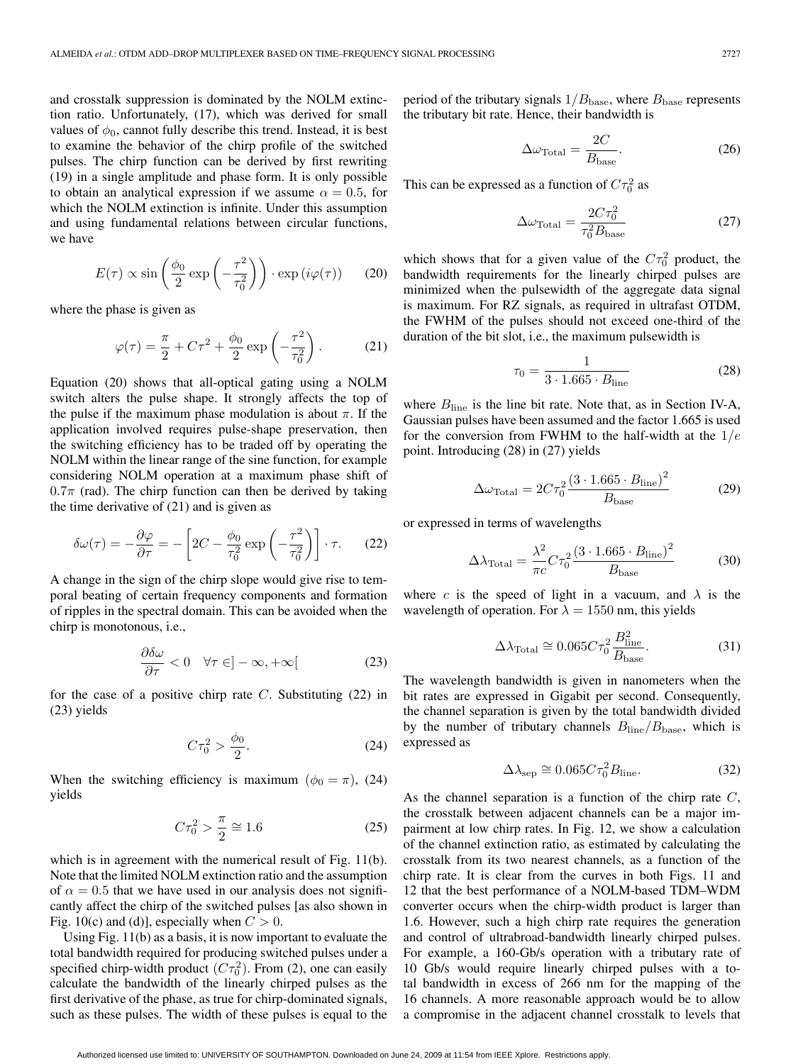and crosstalk suppression is dominated by the NOLM extinction ratio. Unfortunately, (17), which was derived for small values of $\phi_0$, cannot fully describe this trend. Instead, it is best to examine the behavior of the chirp profile of the switched pulses. The chirp function can be derived by first rewriting (19) in a single amplitude and phase form. It is only possible to obtain an analytical expression if we assume $\alpha = 0.5$, for which the NOLM extinction is infinite. Under this assumption and using fundamental relations between circular functions, we have

$$E(\tau) \propto \sin\left(\frac{\phi_0}{2}\exp\left(-\frac{\tau^2}{\tau_0^2}\right)\right) \cdot \exp\left(i\varphi(\tau)\right) \qquad (20)$$

where the phase is given as

$$\varphi(\tau) = \frac{\pi}{2} + C\tau^2 + \frac{\phi_0}{2}\exp\left(-\frac{\tau^2}{\tau_0^2}\right). \qquad (21)$$

Equation (20) shows that all-optical gating using a NOLM switch alters the pulse shape. It strongly affects the top of the pulse if the maximum phase modulation is about $\pi$. If the application involved requires pulse-shape preservation, then the switching efficiency has to be traded off by operating the NOLM within the linear range of the sine function, for example considering NOLM operation at a maximum phase shift of $0.7\pi$ (rad). The chirp function can then be derived by taking the time derivative of (21) and is given as

$$\delta\omega(\tau) = -\frac{\partial\varphi}{\partial\tau} = -\left[2C - \frac{\phi_0}{\tau_0^2}\exp\left(-\frac{\tau^2}{\tau_0^2}\right)\right] \cdot \tau. \qquad (22)$$

A change in the sign of the chirp slope would give rise to temporal beating of certain frequency components and formation of ripples in the spectral domain. This can be avoided when the chirp is monotonous, i.e.,

$$\frac{\partial\delta\omega}{\partial\tau} < 0 \quad \forall\tau \in ]-\infty, +\infty[ \qquad (23)$$

for the case of a positive chirp rate $C$. Substituting (22) in (23) yields

$$C\tau_0^2 > \frac{\phi_0}{2}. \qquad (24)$$

When the switching efficiency is maximum ($\phi_0 = \pi$), (24) yields

$$C\tau_0^2 > \frac{\pi}{2} \cong 1.6 \qquad (25)$$

which is in agreement with the numerical result of Fig. 11(b). Note that the limited NOLM extinction ratio and the assumption of $\alpha = 0.5$ that we have used in our analysis does not significantly affect the chirp of the switched pulses [as also shown in Fig. 10(c) and (d)], especially when $C > 0$.

Using Fig. 11(b) as a basis, it is now important to evaluate the total bandwidth required for producing switched pulses under a specified chirp-width product ($C\tau_0^2$). From (2), one can easily calculate the bandwidth of the linearly chirped pulses as the first derivative of the phase, as true for chirp-dominated signals, such as these pulses. The width of these pulses is equal to the period of the tributary signals $1/B_{\text{base}}$, where $B_{\text{base}}$ represents the tributary bit rate. Hence, their bandwidth is

$$\Delta\omega_{\text{Total}} = \frac{2C}{B_{\text{base}}}. \qquad (26)$$

This can be expressed as a function of $C\tau_0^2$ as

$$\Delta\omega_{\text{Total}} = \frac{2C\tau_0^2}{\tau_0^2 B_{\text{base}}} \qquad (27)$$

which shows that for a given value of the $C\tau_0^2$ product, the bandwidth requirements for the linearly chirped pulses are minimized when the pulsewidth of the aggregate data signal is maximum. For RZ signals, as required in ultrafast OTDM, the FWHM of the pulses should not exceed one-third of the duration of the bit slot, i.e., the maximum pulsewidth is

$$\tau_0 = \frac{1}{3 \cdot 1.665 \cdot B_{\text{line}}} \qquad (28)$$

where $B_{\text{line}}$ is the line bit rate. Note that, as in Section IV-A, Gaussian pulses have been assumed and the factor 1.665 is used for the conversion from FWHM to the half-width at the $1/e$ point. Introducing (28) in (27) yields

$$\Delta\omega_{\text{Total}} = 2C\tau_0^2 \frac{(3 \cdot 1.665 \cdot B_{\text{line}})^2}{B_{\text{base}}} \qquad (29)$$

or expressed in terms of wavelengths

$$\Delta\lambda_{\text{Total}} = \frac{\lambda^2}{\pi c} C\tau_0^2 \frac{(3 \cdot 1.665 \cdot B_{\text{line}})^2}{B_{\text{base}}} \qquad (30)$$

where $c$ is the speed of light in a vacuum, and $\lambda$ is the wavelength of operation. For $\lambda = 1550$ nm, this yields

$$\Delta\lambda_{\text{Total}} \cong 0.065 C\tau_0^2 \frac{B_{\text{line}}^2}{B_{\text{base}}}. \qquad (31)$$

The wavelength bandwidth is given in nanometers when the bit rates are expressed in Gigabit per second. Consequently, the channel separation is given by the total bandwidth divided by the number of tributary channels $B_{\text{line}}/B_{\text{base}}$, which is expressed as

$$\Delta\lambda_{\text{sep}} \cong 0.065 C\tau_0^2 B_{\text{line}}. \qquad (32)$$

As the channel separation is a function of the chirp rate $C$, the crosstalk between adjacent channels can be a major impairment at low chirp rates. In Fig. 12, we show a calculation of the channel extinction ratio, as estimated by calculating the crosstalk from its two nearest channels, as a function of the chirp rate. It is clear from the curves in both Figs. 11 and 12 that the best performance of a NOLM-based TDM–WDM converter occurs when the chirp-width product is larger than 1.6. However, such a high chirp rate requires the generation and control of ultrabroad-bandwidth linearly chirped pulses. For example, a 160-Gb/s operation with a tributary rate of 10 Gb/s would require linearly chirped pulses with a total bandwidth in excess of 266 nm for the mapping of the 16 channels. A more reasonable approach would be to allow a compromise in the adjacent channel crosstalk to levels that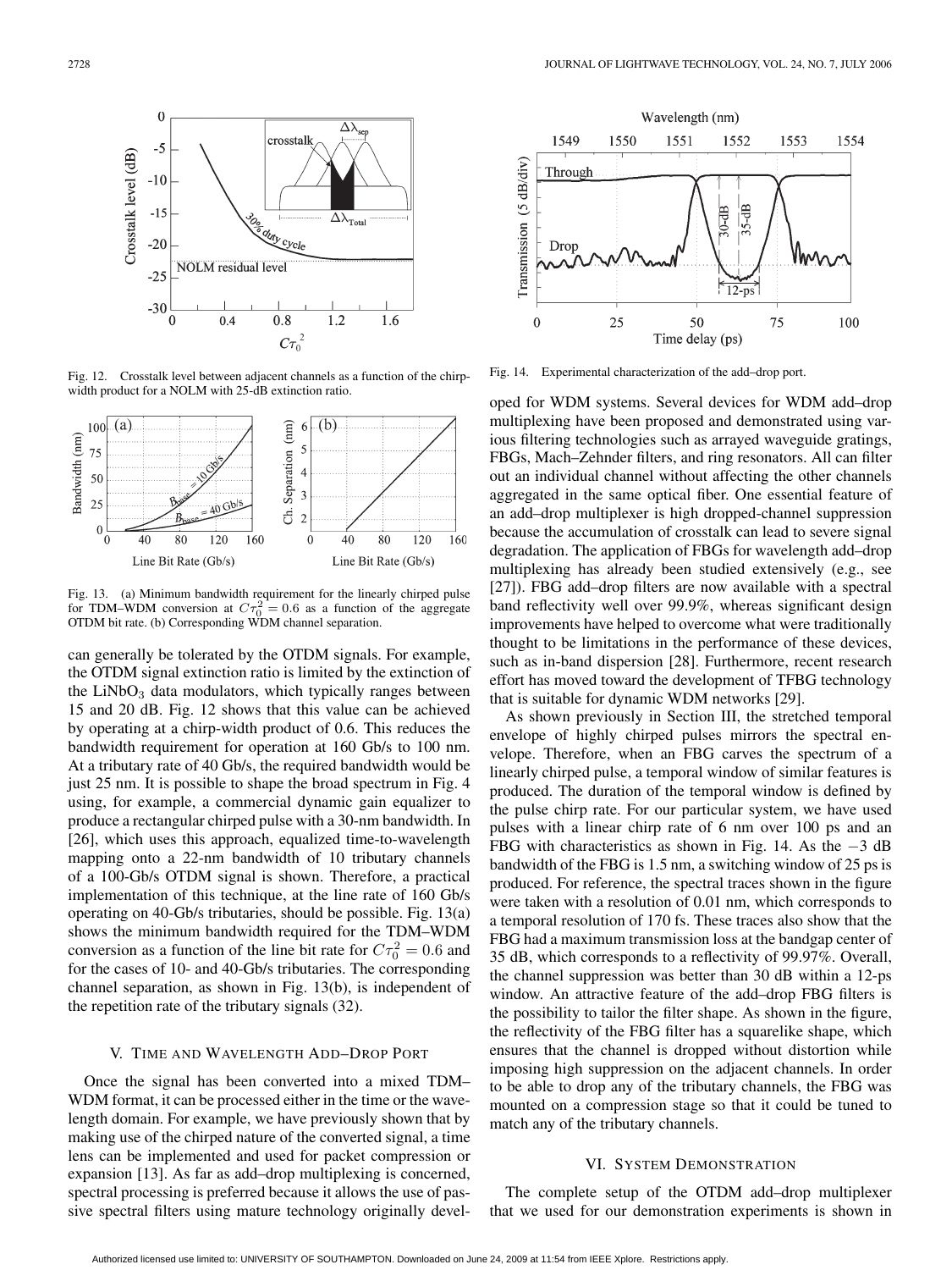Fig. 12. Crosstalk level between adjacent channels as a function of the chirp-width product for a NOLM with 25-dB extinction ratio.

Fig. 13. (a) Minimum bandwidth requirement for the linearly chirped pulse for TDM–WDM conversion at $C\tau_0^2 = 0.6$ as a function of the aggregate OTDM bit rate. (b) Corresponding WDM channel separation.

can generally be tolerated by the OTDM signals. For example, the OTDM signal extinction ratio is limited by the extinction of the $LiNbO_3$ data modulators, which typically ranges between 15 and 20 dB. Fig. 12 shows that this value can be achieved by operating at a chirp-width product of 0.6. This reduces the bandwidth requirement for operation at 160 Gb/s to 100 nm. At a tributary rate of 40 Gb/s, the required bandwidth would be just 25 nm. It is possible to shape the broad spectrum in Fig. 4 using, for example, a commercial dynamic gain equalizer to produce a rectangular chirped pulse with a 30-nm bandwidth. In [26], which uses this approach, equalized time-to-wavelength mapping onto a 22-nm bandwidth of 10 tributary channels of a 100-Gb/s OTDM signal is shown. Therefore, a practical implementation of this technique, at the line rate of 160 Gb/s operating on 40-Gb/s tributaries, should be possible. Fig. 13(a) shows the minimum bandwidth required for the TDM–WDM conversion as a function of the line bit rate for $C\tau_0^2 = 0.6$ and for the cases of 10- and 40-Gb/s tributaries. The corresponding channel separation, as shown in Fig. 13(b), is independent of the repetition rate of the tributary signals (32).

## V. Time and Wavelength Add–Drop Port

Once the signal has been converted into a mixed TDM–WDM format, it can be processed either in the time or the wavelength domain. For example, we have previously shown that by making use of the chirped nature of the converted signal, a time lens can be implemented and used for packet compression or expansion [13]. As far as add–drop multiplexing is concerned, spectral processing is preferred because it allows the use of passive spectral filters using mature technology originally developed for WDM systems. Several devices for WDM add–drop multiplexing have been proposed and demonstrated using various filtering technologies such as arrayed waveguide gratings, FBGs, Mach–Zehnder filters, and ring resonators. All can filter out an individual channel without affecting the other channels aggregated in the same optical fiber. One essential feature of an add–drop multiplexer is high dropped-channel suppression because the accumulation of crosstalk can lead to severe signal degradation. The application of FBGs for wavelength add–drop multiplexing has already been studied extensively (e.g., see [27]). FBG add–drop filters are now available with a spectral band reflectivity well over 99.9%, whereas significant design improvements have helped to overcome what were traditionally thought to be limitations in the performance of these devices, such as in-band dispersion [28]. Furthermore, recent research effort has moved toward the development of TFBG technology that is suitable for dynamic WDM networks [29].

Fig. 14. Experimental characterization of the add–drop port.

As shown previously in Section III, the stretched temporal envelope of highly chirped pulses mirrors the spectral envelope. Therefore, when an FBG carves the spectrum of a linearly chirped pulse, a temporal window of similar features is produced. The duration of the temporal window is defined by the pulse chirp rate. For our particular system, we have used pulses with a linear chirp rate of 6 nm over 100 ps and an FBG with characteristics as shown in Fig. 14. As the $-3$ dB bandwidth of the FBG is 1.5 nm, a switching window of 25 ps is produced. For reference, the spectral traces shown in the figure were taken with a resolution of 0.01 nm, which corresponds to a temporal resolution of 170 fs. These traces also show that the FBG had a maximum transmission loss at the bandgap center of 35 dB, which corresponds to a reflectivity of 99.97%. Overall, the channel suppression was better than 30 dB within a 12-ps window. An attractive feature of the add–drop FBG filters is the possibility to tailor the filter shape. As shown in the figure, the reflectivity of the FBG filter has a squarelike shape, which ensures that the channel is dropped without distortion while imposing high suppression on the adjacent channels. In order to be able to drop any of the tributary channels, the FBG was mounted on a compression stage so that it could be tuned to match any of the tributary channels.

## VI. System Demonstration

The complete setup of the OTDM add–drop multiplexer that we used for our demonstration experiments is shown in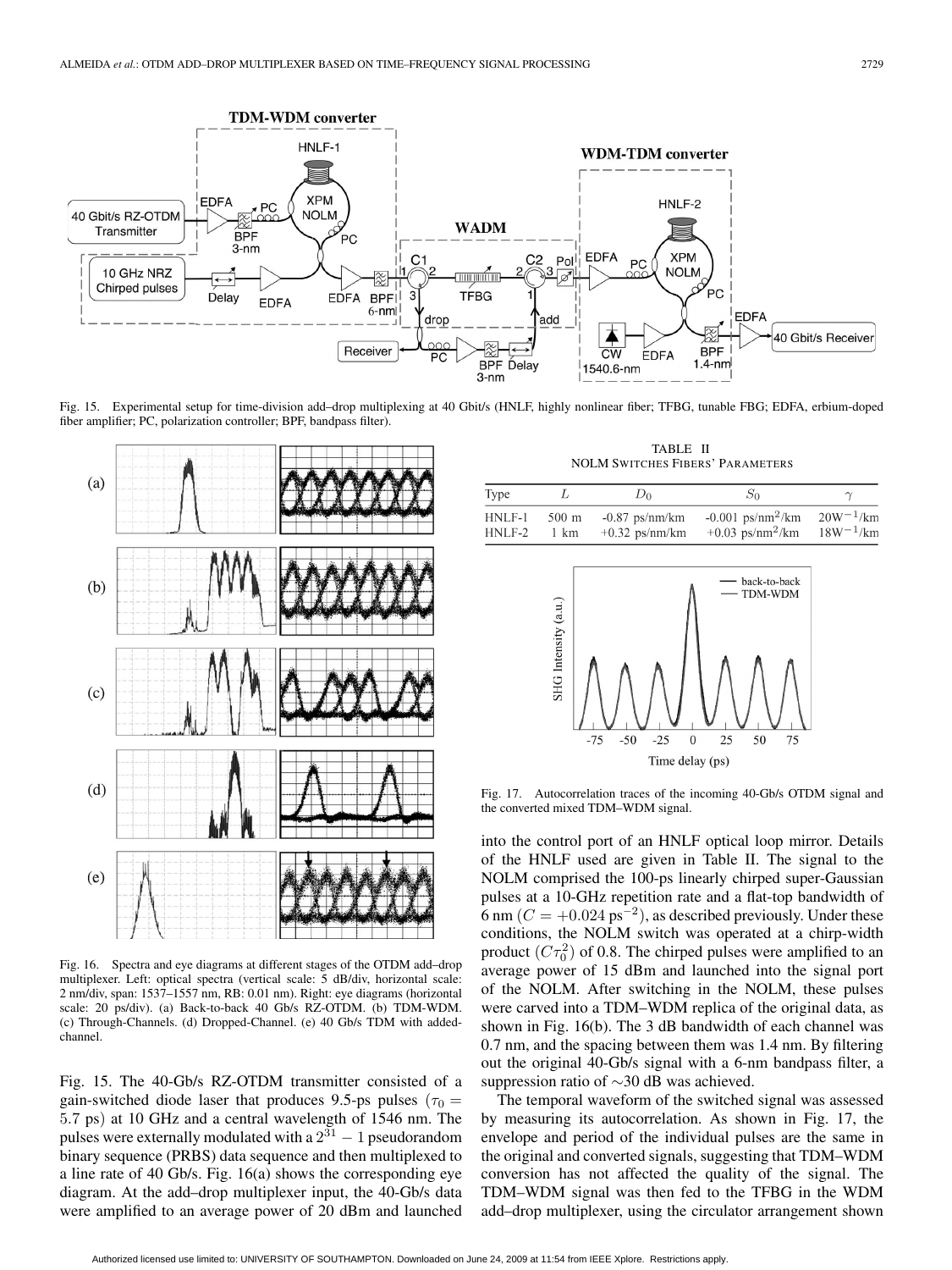Fig. 15. Experimental setup for time-division add–drop multiplexing at 40 Gbit/s (HNLF, highly nonlinear fiber; TFBG, tunable FBG; EDFA, erbium-doped fiber amplifier; PC, polarization controller; BPF, bandpass filter).

Fig. 16. Spectra and eye diagrams at different stages of the OTDM add–drop multiplexer. Left: optical spectra (vertical scale: 5 dB/div, horizontal scale: 2 nm/div, span: 1537–1557 nm, RB: 0.01 nm). Right: eye diagrams (horizontal scale: 20 ps/div). (a) Back-to-back 40 Gb/s RZ-OTDM. (b) TDM-WDM. (c) Through-Channels. (d) Dropped-Channel. (e) 40 Gb/s TDM with added-channel.

Fig. 15. The 40-Gb/s RZ-OTDM transmitter consisted of a gain-switched diode laser that produces 9.5-ps pulses ($\tau_0 = 5.7$ ps) at 10 GHz and a central wavelength of 1546 nm. The pulses were externally modulated with a $2^{31} - 1$ pseudorandom binary sequence (PRBS) data sequence and then multiplexed to a line rate of 40 Gb/s. Fig. 16(a) shows the corresponding eye diagram. At the add–drop multiplexer input, the 40-Gb/s data were amplified to an average power of 20 dBm and launched into the control port of an HNLF optical loop mirror. Details of the HNLF used are given in Table II. The signal to the NOLM comprised the 100-ps linearly chirped super-Gaussian pulses at a 10-GHz repetition rate and a flat-top bandwidth of 6 nm ($C = +0.024\ \text{ps}^{-2}$), as described previously. Under these conditions, the NOLM switch was operated at a chirp-width product ($C\tau_0^2$) of 0.8. The chirped pulses were amplified to an average power of 15 dBm and launched into the signal port of the NOLM. After switching in the NOLM, these pulses were carved into a TDM–WDM replica of the original data, as shown in Fig. 16(b). The 3 dB bandwidth of each channel was 0.7 nm, and the spacing between them was 1.4 nm. By filtering out the original 40-Gb/s signal with a 6-nm bandpass filter, a suppression ratio of ~30 dB was achieved.

TABLE II
NOLM Switches Fibers' Parameters

| Type | $L$ | $D_0$ | $S_0$ | $\gamma$ |
|---|---|---|---|---|
| HNLF-1 | 500 m | -0.87 ps/nm/km | -0.001 ps/nm$^2$/km | 20W$^{-1}$/km |
| HNLF-2 | 1 km | +0.32 ps/nm/km | +0.03 ps/nm$^2$/km | 18W$^{-1}$/km |

Fig. 17. Autocorrelation traces of the incoming 40-Gb/s OTDM signal and the converted mixed TDM–WDM signal.

The temporal waveform of the switched signal was assessed by measuring its autocorrelation. As shown in Fig. 17, the envelope and period of the individual pulses are the same in the original and converted signals, suggesting that TDM–WDM conversion has not affected the quality of the signal. The TDM–WDM signal was then fed to the TFBG in the WDM add–drop multiplexer, using the circulator arrangement shown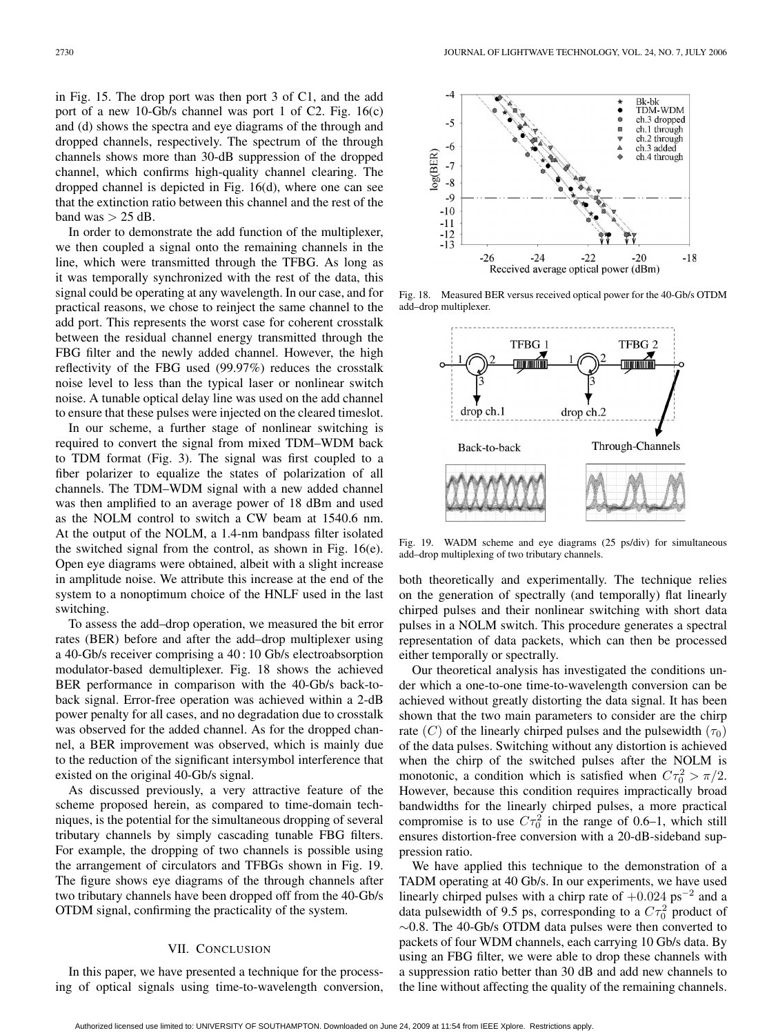in Fig. 15. The drop port was then port 3 of C1, and the add port of a new 10-Gb/s channel was port 1 of C2. Fig. 16(c) and (d) shows the spectra and eye diagrams of the through and dropped channels, respectively. The spectrum of the through channels shows more than 30-dB suppression of the dropped channel, which confirms high-quality channel clearing. The dropped channel is depicted in Fig. 16(d), where one can see that the extinction ratio between this channel and the rest of the band was > 25 dB.

In order to demonstrate the add function of the multiplexer, we then coupled a signal onto the remaining channels in the line, which were transmitted through the TFBG. As long as it was temporally synchronized with the rest of the data, this signal could be operating at any wavelength. In our case, and for practical reasons, we chose to reinject the same channel to the add port. This represents the worst case for coherent crosstalk between the residual channel energy transmitted through the FBG filter and the newly added channel. However, the high reflectivity of the FBG used (99.97%) reduces the crosstalk noise level to less than the typical laser or nonlinear switch noise. A tunable optical delay line was used on the add channel to ensure that these pulses were injected on the cleared timeslot.

In our scheme, a further stage of nonlinear switching is required to convert the signal from mixed TDM–WDM back to TDM format (Fig. 3). The signal was first coupled to a fiber polarizer to equalize the states of polarization of all channels. The TDM–WDM signal with a new added channel was then amplified to an average power of 18 dBm and used as the NOLM control to switch a CW beam at 1540.6 nm. At the output of the NOLM, a 1.4-nm bandpass filter isolated the switched signal from the control, as shown in Fig. 16(e). Open eye diagrams were obtained, albeit with a slight increase in amplitude noise. We attribute this increase at the end of the system to a nonoptimum choice of the HNLF used in the last switching.

To assess the add–drop operation, we measured the bit error rates (BER) before and after the add–drop multiplexer using a 40-Gb/s receiver comprising a 40 : 10 Gb/s electroabsorption modulator-based demultiplexer. Fig. 18 shows the achieved BER performance in comparison with the 40-Gb/s back-to-back signal. Error-free operation was achieved within a 2-dB power penalty for all cases, and no degradation due to crosstalk was observed for the added channel. As for the dropped channel, a BER improvement was observed, which is mainly due to the reduction of the significant intersymbol interference that existed on the original 40-Gb/s signal.

As discussed previously, a very attractive feature of the scheme proposed herein, as compared to time-domain techniques, is the potential for the simultaneous dropping of several tributary channels by simply cascading tunable FBG filters. For example, the dropping of two channels is possible using the arrangement of circulators and TFBGs shown in Fig. 19. The figure shows eye diagrams of the through channels after two tributary channels have been dropped off from the 40-Gb/s OTDM signal, confirming the practicality of the system.

Fig. 18. Measured BER versus received optical power for the 40-Gb/s OTDM add–drop multiplexer.

Fig. 19. WADM scheme and eye diagrams (25 ps/div) for simultaneous add–drop multiplexing of two tributary channels.

## VII. Conclusion

In this paper, we have presented a technique for the processing of optical signals using time-to-wavelength conversion, both theoretically and experimentally. The technique relies on the generation of spectrally (and temporally) flat linearly chirped pulses and their nonlinear switching with short data pulses in a NOLM switch. This procedure generates a spectral representation of data packets, which can then be processed either temporally or spectrally.

Our theoretical analysis has investigated the conditions under which a one-to-one time-to-wavelength conversion can be achieved without greatly distorting the data signal. It has been shown that the two main parameters to consider are the chirp rate $(C)$ of the linearly chirped pulses and the pulsewidth $(\tau_0)$ of the data pulses. Switching without any distortion is achieved when the chirp of the switched pulses after the NOLM is monotonic, a condition which is satisfied when $C\tau_0^2 > \pi/2$. However, because this condition requires impractically broad bandwidths for the linearly chirped pulses, a more practical compromise is to use $C\tau_0^2$ in the range of 0.6–1, which still ensures distortion-free conversion with a 20-dB-sideband suppression ratio.

We have applied this technique to the demonstration of a TADM operating at 40 Gb/s. In our experiments, we have used linearly chirped pulses with a chirp rate of $+0.024\ \text{ps}^{-2}$ and a data pulsewidth of 9.5 ps, corresponding to a $C\tau_0^2$ product of $\sim$0.8. The 40-Gb/s OTDM data pulses were then converted to packets of four WDM channels, each carrying 10 Gb/s data. By using an FBG filter, we were able to drop these channels with a suppression ratio better than 30 dB and add new channels to the line without affecting the quality of the remaining channels.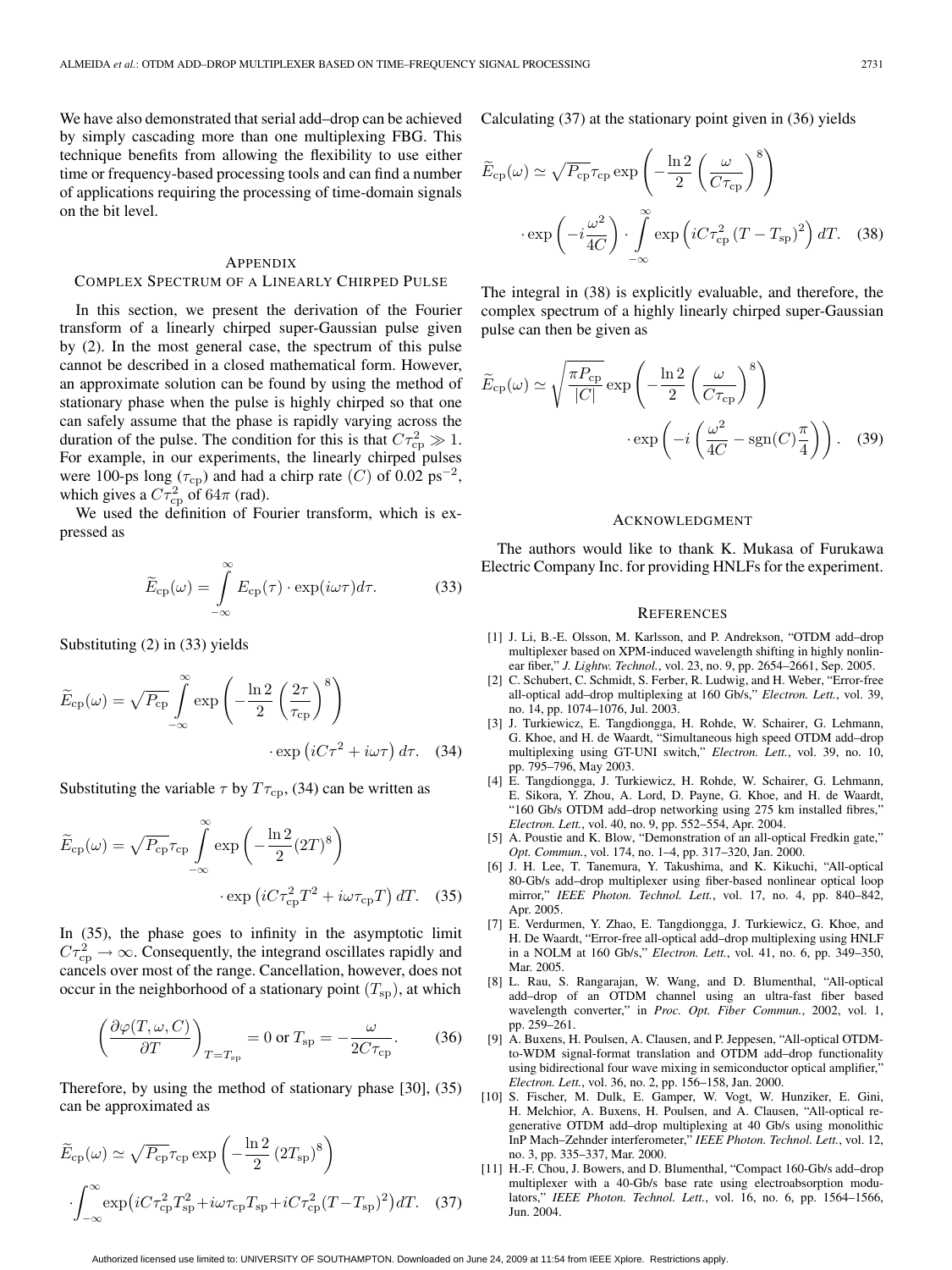We have also demonstrated that serial add–drop can be achieved by simply cascading more than one multiplexing FBG. This technique benefits from allowing the flexibility to use either time or frequency-based processing tools and can find a number of applications requiring the processing of time-domain signals on the bit level.

## Appendix
### Complex Spectrum of a Linearly Chirped Pulse

In this section, we present the derivation of the Fourier transform of a linearly chirped super-Gaussian pulse given by (2). In the most general case, the spectrum of this pulse cannot be described in a closed mathematical form. However, an approximate solution can be found by using the method of stationary phase when the pulse is highly chirped so that one can safely assume that the phase is rapidly varying across the duration of the pulse. The condition for this is that $C\tau_{\rm cp}^2 \gg 1$. For example, in our experiments, the linearly chirped pulses were 100-ps long ($\tau_{\rm cp}$) and had a chirp rate ($C$) of 0.02 ps$^{-2}$, which gives a $C\tau_{\rm cp}^2$ of $64\pi$ (rad).

We used the definition of Fourier transform, which is expressed as

$$\widetilde{E}_{\rm cp}(\omega) = \int_{-\infty}^{\infty} E_{\rm cp}(\tau)\cdot \exp(i\omega\tau)d\tau. \qquad (33)$$

Substituting (2) in (33) yields

$$\widetilde{E}_{\rm cp}(\omega) = \sqrt{P_{\rm cp}} \int_{-\infty}^{\infty} \exp\left(-\frac{\ln 2}{2}\left(\frac{2\tau}{\tau_{\rm cp}}\right)^8\right) \cdot \exp\left(iC\tau^2 + i\omega\tau\right) d\tau. \qquad (34)$$

Substituting the variable $\tau$ by $T\tau_{\rm cp}$, (34) can be written as

$$\widetilde{E}_{\rm cp}(\omega) = \sqrt{P_{\rm cp}}\tau_{\rm cp} \int_{-\infty}^{\infty} \exp\left(-\frac{\ln 2}{2}(2T)^8\right) \cdot \exp\left(iC\tau_{\rm cp}^2 T^2 + i\omega\tau_{\rm cp}T\right) dT. \qquad (35)$$

In (35), the phase goes to infinity in the asymptotic limit $C\tau_{\rm cp}^2 \to \infty$. Consequently, the integrand oscillates rapidly and cancels over most of the range. Cancellation, however, does not occur in the neighborhood of a stationary point ($T_{\rm sp}$), at which

$$\left(\frac{\partial\varphi(T,\omega,C)}{\partial T}\right)_{T=T_{\rm sp}} = 0 \text{ or } T_{\rm sp} = -\frac{\omega}{2C\tau_{\rm cp}}. \qquad (36)$$

Therefore, by using the method of stationary phase [30], (35) can be approximated as

$$\widetilde{E}_{\rm cp}(\omega) \simeq \sqrt{P_{\rm cp}}\tau_{\rm cp} \exp\left(-\frac{\ln 2}{2}\left(2T_{\rm sp}\right)^8\right) \cdot \int_{-\infty}^{\infty} \exp\left(iC\tau_{\rm cp}^2 T_{\rm sp}^2 + i\omega\tau_{\rm cp}T_{\rm sp} + iC\tau_{\rm cp}^2 (T-T_{\rm sp})^2\right) dT. \qquad (37)$$

Calculating (37) at the stationary point given in (36) yields

$$\widetilde{E}_{\rm cp}(\omega) \simeq \sqrt{P_{\rm cp}}\tau_{\rm cp} \exp\left(-\frac{\ln 2}{2}\left(\frac{\omega}{C\tau_{\rm cp}}\right)^8\right) \cdot \exp\left(-i\frac{\omega^2}{4C}\right) \cdot \int_{-\infty}^{\infty} \exp\left(iC\tau_{\rm cp}^2 \left(T-T_{\rm sp}\right)^2\right) dT. \qquad (38)$$

The integral in (38) is explicitly evaluable, and therefore, the complex spectrum of a highly linearly chirped super-Gaussian pulse can then be given as

$$\widetilde{E}_{\rm cp}(\omega) \simeq \sqrt{\frac{\pi P_{\rm cp}}{|C|}} \exp\left(-\frac{\ln 2}{2}\left(\frac{\omega}{C\tau_{\rm cp}}\right)^8\right) \cdot \exp\left(-i\left(\frac{\omega^2}{4C} - \text{sgn}(C)\frac{\pi}{4}\right)\right). \qquad (39)$$

## Acknowledgment

The authors would like to thank K. Mukasa of Furukawa Electric Company Inc. for providing HNLFs for the experiment.

## References

[1] J. Li, B.-E. Olsson, M. Karlsson, and P. Andrekson, "OTDM add–drop multiplexer based on XPM-induced wavelength shifting in highly nonlinear fiber," *J. Lightw. Technol.*, vol. 23, no. 9, pp. 2654–2661, Sep. 2005.

[2] C. Schubert, C. Schmidt, S. Ferber, R. Ludwig, and H. Weber, "Error-free all-optical add–drop multiplexing at 160 Gb/s," *Electron. Lett.*, vol. 39, no. 14, pp. 1074–1076, Jul. 2003.

[3] J. Turkiewicz, E. Tangdiongga, H. Rohde, W. Schairer, G. Lehmann, G. Khoe, and H. de Waardt, "Simultaneous high speed OTDM add–drop multiplexing using GT-UNI switch," *Electron. Lett.*, vol. 39, no. 10, pp. 795–796, May 2003.

[4] E. Tangdiongga, J. Turkiewicz, H. Rohde, W. Schairer, G. Lehmann, E. Sikora, Y. Zhou, A. Lord, D. Payne, G. Khoe, and H. de Waardt, "160 Gb/s OTDM add–drop networking using 275 km installed fibres," *Electron. Lett.*, vol. 40, no. 9, pp. 552–554, Apr. 2004.

[5] A. Poustie and K. Blow, "Demonstration of an all-optical Fredkin gate," *Opt. Commun.*, vol. 174, no. 1–4, pp. 317–320, Jan. 2000.

[6] J. H. Lee, T. Tanemura, Y. Takushima, and K. Kikuchi, "All-optical 80-Gb/s add–drop multiplexer using fiber-based nonlinear optical loop mirror," *IEEE Photon. Technol. Lett.*, vol. 17, no. 4, pp. 840–842, Apr. 2005.

[7] E. Verdurmen, Y. Zhao, E. Tangdiongga, J. Turkiewicz, G. Khoe, and H. De Waardt, "Error-free all-optical add–drop multiplexing using HNLF in a NOLM at 160 Gb/s," *Electron. Lett.*, vol. 41, no. 6, pp. 349–350, Mar. 2005.

[8] L. Rau, S. Rangarajan, W. Wang, and D. Blumenthal, "All-optical add–drop of an OTDM channel using an ultra-fast fiber based wavelength converter," in *Proc. Opt. Fiber Commun.*, 2002, vol. 1, pp. 259–261.

[9] A. Buxens, H. Poulsen, A. Clausen, and P. Jeppesen, "All-optical OTDM-to-WDM signal-format translation and OTDM add–drop functionality using bidirectional four wave mixing in semiconductor optical amplifier," *Electron. Lett.*, vol. 36, no. 2, pp. 156–158, Jan. 2000.

[10] S. Fischer, M. Dulk, E. Gamper, W. Vogt, W. Hunziker, E. Gini, H. Melchior, A. Buxens, H. Poulsen, and A. Clausen, "All-optical regenerative OTDM add–drop multiplexing at 40 Gb/s using monolithic InP Mach–Zehnder interferometer," *IEEE Photon. Technol. Lett.*, vol. 12, no. 3, pp. 335–337, Mar. 2000.

[11] H.-F. Chou, J. Bowers, and D. Blumenthal, "Compact 160-Gb/s add–drop multiplexer with a 40-Gb/s base rate using electroabsorption modulators," *IEEE Photon. Technol. Lett.*, vol. 16, no. 6, pp. 1564–1566, Jun. 2004.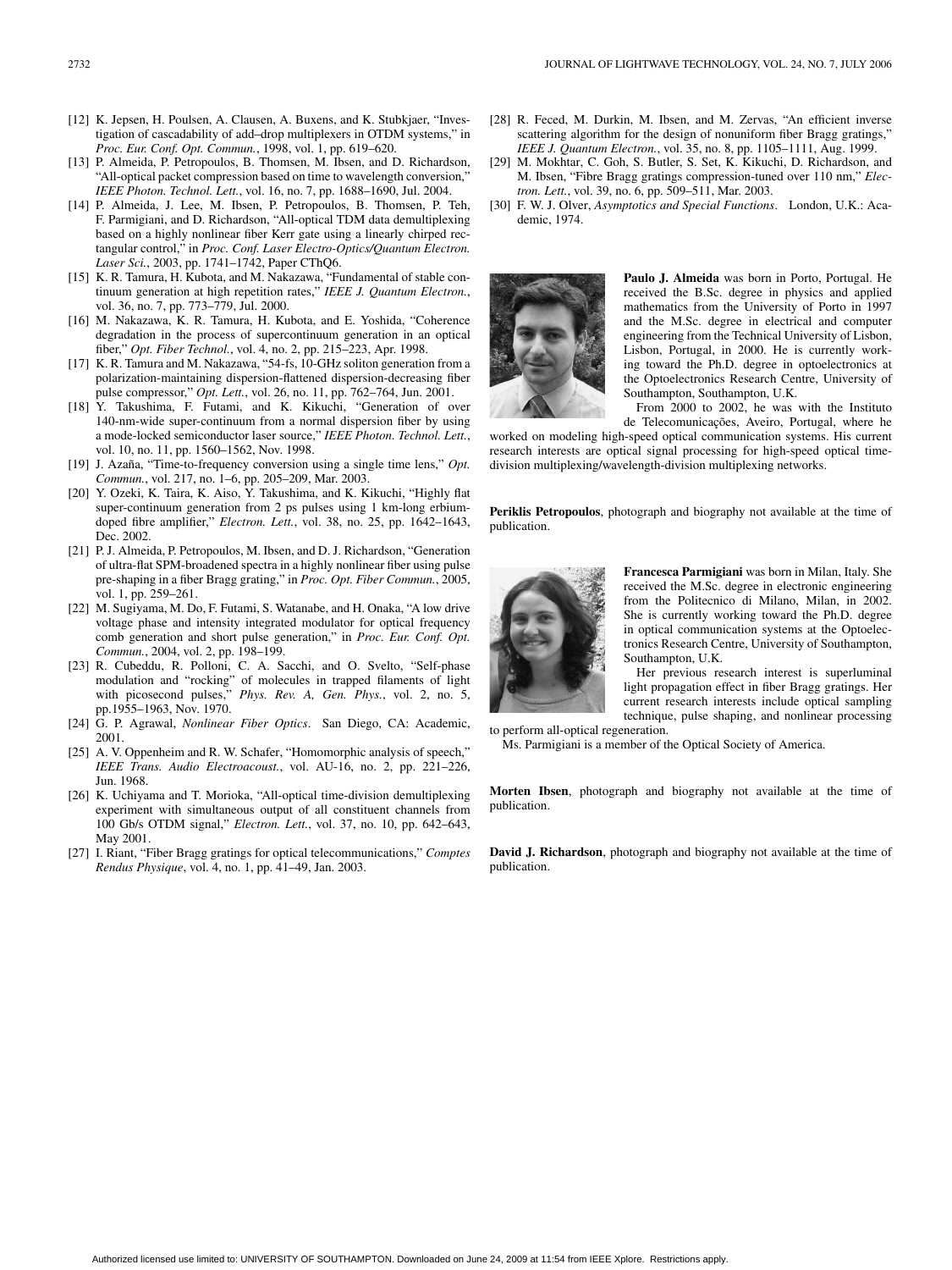[12] K. Jepsen, H. Poulsen, A. Clausen, A. Buxens, and K. Stubkjaer, "Investigation of cascadability of add–drop multiplexers in OTDM systems," in *Proc. Eur. Conf. Opt. Commun.*, 1998, vol. 1, pp. 619–620.

[13] P. Almeida, P. Petropoulos, B. Thomsen, M. Ibsen, and D. Richardson, "All-optical packet compression based on time to wavelength conversion," *IEEE Photon. Technol. Lett.*, vol. 16, no. 7, pp. 1688–1690, Jul. 2004.

[14] P. Almeida, J. Lee, M. Ibsen, P. Petropoulos, B. Thomsen, P. Teh, F. Parmigiani, and D. Richardson, "All-optical TDM data demultiplexing based on a highly nonlinear fiber Kerr gate using a linearly chirped rectangular control," in *Proc. Conf. Laser Electro-Optics/Quantum Electron. Laser Sci.*, 2003, pp. 1741–1742, Paper CThQ6.

[15] K. R. Tamura, H. Kubota, and M. Nakazawa, "Fundamental of stable continuum generation at high repetition rates," *IEEE J. Quantum Electron.*, vol. 36, no. 7, pp. 773–779, Jul. 2000.

[16] M. Nakazawa, K. R. Tamura, H. Kubota, and E. Yoshida, "Coherence degradation in the process of supercontinuum generation in an optical fiber," *Opt. Fiber Technol.*, vol. 4, no. 2, pp. 215–223, Apr. 1998.

[17] K. R. Tamura and M. Nakazawa, "54-fs, 10-GHz soliton generation from a polarization-maintaining dispersion-flattened dispersion-decreasing fiber pulse compressor," *Opt. Lett.*, vol. 26, no. 11, pp. 762–764, Jun. 2001.

[18] Y. Takushima, F. Futami, and K. Kikuchi, "Generation of over 140-nm-wide super-continuum from a normal dispersion fiber by using a mode-locked semiconductor laser source," *IEEE Photon. Technol. Lett.*, vol. 10, no. 11, pp. 1560–1562, Nov. 1998.

[19] J. Azaña, "Time-to-frequency conversion using a single time lens," *Opt. Commun.*, vol. 217, no. 1–6, pp. 205–209, Mar. 2003.

[20] Y. Ozeki, K. Taira, K. Aiso, Y. Takushima, and K. Kikuchi, "Highly flat super-continuum generation from 2 ps pulses using 1 km-long erbium-doped fibre amplifier," *Electron. Lett.*, vol. 38, no. 25, pp. 1642–1643, Dec. 2002.

[21] P. J. Almeida, P. Petropoulos, M. Ibsen, and D. J. Richardson, "Generation of ultra-flat SPM-broadened spectra in a highly nonlinear fiber using pulse pre-shaping in a fiber Bragg grating," in *Proc. Opt. Fiber Commun.*, 2005, vol. 1, pp. 259–261.

[22] M. Sugiyama, M. Do, F. Futami, S. Watanabe, and H. Onaka, "A low drive voltage phase and intensity integrated modulator for optical frequency comb generation and short pulse generation," in *Proc. Eur. Conf. Opt. Commun.*, 2004, vol. 2, pp. 198–199.

[23] R. Cubeddu, R. Polloni, C. A. Sacchi, and O. Svelto, "Self-phase modulation and "rocking" of molecules in trapped filaments of light with picosecond pulses," *Phys. Rev. A, Gen. Phys.*, vol. 2, no. 5, pp.1955–1963, Nov. 1970.

[24] G. P. Agrawal, *Nonlinear Fiber Optics*. San Diego, CA: Academic, 2001.

[25] A. V. Oppenheim and R. W. Schafer, "Homomorphic analysis of speech," *IEEE Trans. Audio Electroacoust.*, vol. AU-16, no. 2, pp. 221–226, Jun. 1968.

[26] K. Uchiyama and T. Morioka, "All-optical time-division demultiplexing experiment with simultaneous output of all constituent channels from 100 Gb/s OTDM signal," *Electron. Lett.*, vol. 37, no. 10, pp. 642–643, May 2001.

[27] I. Riant, "Fiber Bragg gratings for optical telecommunications," *Comptes Rendus Physique*, vol. 4, no. 1, pp. 41–49, Jan. 2003.

[28] R. Feced, M. Durkin, M. Ibsen, and M. Zervas, "An efficient inverse scattering algorithm for the design of nonuniform fiber Bragg gratings," *IEEE J. Quantum Electron.*, vol. 35, no. 8, pp. 1105–1111, Aug. 1999.

[29] M. Mokhtar, C. Goh, S. Butler, S. Set, K. Kikuchi, D. Richardson, and M. Ibsen, "Fibre Bragg gratings compression-tuned over 110 nm," *Electron. Lett.*, vol. 39, no. 6, pp. 509–511, Mar. 2003.

[30] F. W. J. Olver, *Asymptotics and Special Functions*. London, U.K.: Academic, 1974.

**Paulo J. Almeida** was born in Porto, Portugal. He received the B.Sc. degree in physics and applied mathematics from the University of Porto in 1997 and the M.Sc. degree in electrical and computer engineering from the Technical University of Lisbon, Lisbon, Portugal, in 2000. He is currently working toward the Ph.D. degree in optoelectronics at the Optoelectronics Research Centre, University of Southampton, Southampton, U.K.

From 2000 to 2002, he was with the Instituto de Telecomunicações, Aveiro, Portugal, where he worked on modeling high-speed optical communication systems. His current research interests are optical signal processing for high-speed optical time-division multiplexing/wavelength-division multiplexing networks.

**Periklis Petropoulos**, photograph and biography not available at the time of publication.

**Francesca Parmigiani** was born in Milan, Italy. She received the M.Sc. degree in electronic engineering from the Politecnico di Milano, Milan, in 2002. She is currently working toward the Ph.D. degree in optical communication systems at the Optoelectronics Research Centre, University of Southampton, Southampton, U.K.

Her previous research interest is superluminal light propagation effect in fiber Bragg gratings. Her current research interests include optical sampling technique, pulse shaping, and nonlinear processing to perform all-optical regeneration.

Ms. Parmigiani is a member of the Optical Society of America.

**Morten Ibsen**, photograph and biography not available at the time of publication.

**David J. Richardson**, photograph and biography not available at the time of publication.